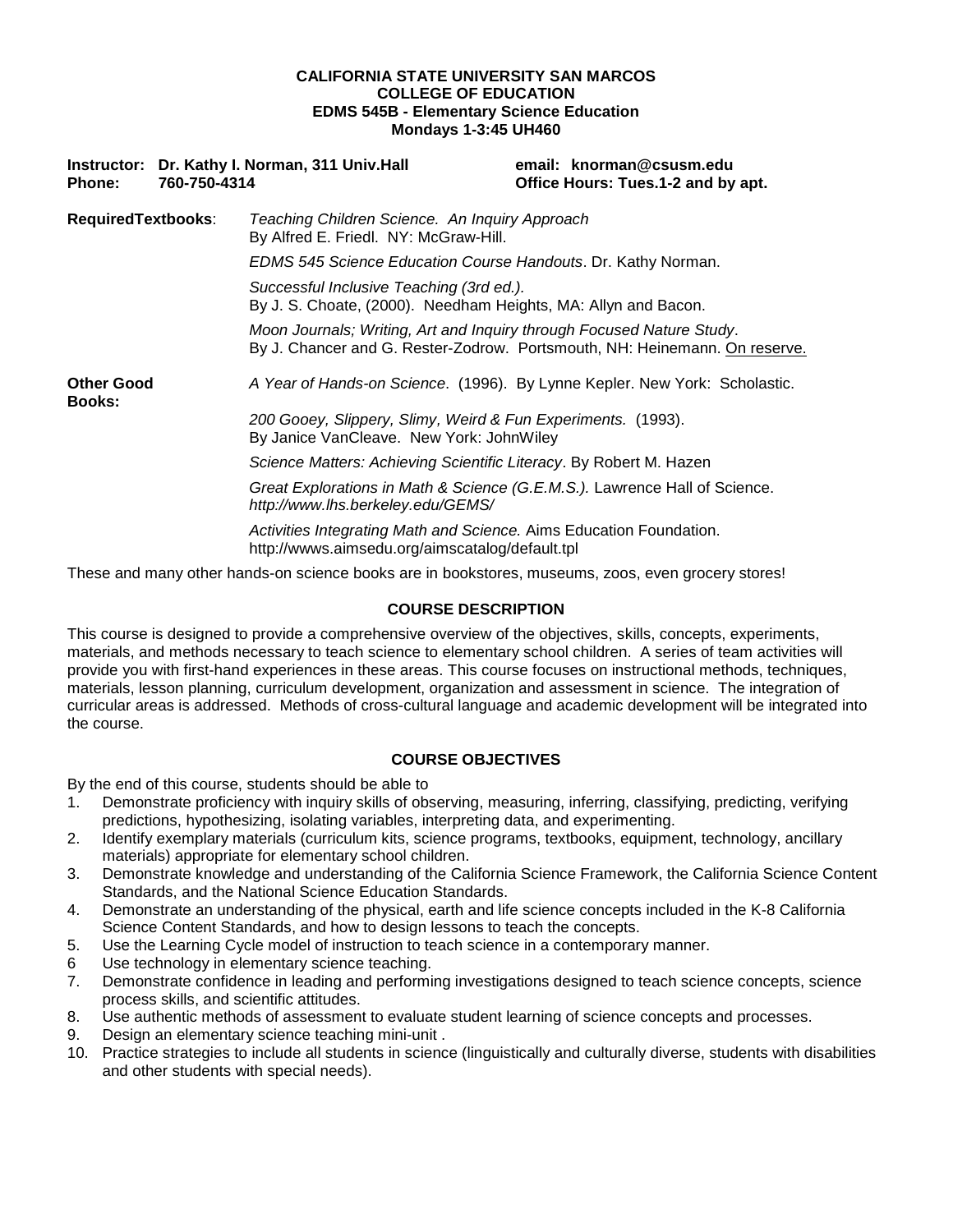**CALIFORNIA STATE UNIVERSITY SAN MARCOS**
**COLLEGE OF EDUCATION**
**EDMS 545B - Elementary Science Education**
**Mondays 1-3:45 UH460**

**Instructor: Dr. Kathy I. Norman, 311 Univ.Hall** — **email: knorman@csusm.edu**
**Phone: 760-750-4314** — **Office Hours: Tues.1-2 and by apt.**

**RequiredTextbooks**:

*Teaching Children Science. An Inquiry Approach*
By Alfred E. Friedl. NY: McGraw-Hill.

*EDMS 545 Science Education Course Handouts*. Dr. Kathy Norman.

*Successful Inclusive Teaching (3rd ed.).*
By J. S. Choate, (2000). Needham Heights, MA: Allyn and Bacon.

*Moon Journals; Writing, Art and Inquiry through Focused Nature Study*.
By J. Chancer and G. Rester-Zodrow. Portsmouth, NH: Heinemann. On reserve.

**Other Good Books:**

*A Year of Hands-on Science*. (1996). By Lynne Kepler. New York: Scholastic.

*200 Gooey, Slippery, Slimy, Weird & Fun Experiments.* (1993).
By Janice VanCleave. New York: JohnWiley

*Science Matters: Achieving Scientific Literacy*. By Robert M. Hazen

*Great Explorations in Math & Science (G.E.M.S.).* Lawrence Hall of Science.
*http://www.lhs.berkeley.edu/GEMS/*

*Activities Integrating Math and Science.* Aims Education Foundation.
http://wwws.aimsedu.org/aimscatalog/default.tpl

These and many other hands-on science books are in bookstores, museums, zoos, even grocery stores!

## COURSE DESCRIPTION

This course is designed to provide a comprehensive overview of the objectives, skills, concepts, experiments, materials, and methods necessary to teach science to elementary school children. A series of team activities will provide you with first-hand experiences in these areas. This course focuses on instructional methods, techniques, materials, lesson planning, curriculum development, organization and assessment in science. The integration of curricular areas is addressed. Methods of cross-cultural language and academic development will be integrated into the course.

## COURSE OBJECTIVES

By the end of this course, students should be able to

1. Demonstrate proficiency with inquiry skills of observing, measuring, inferring, classifying, predicting, verifying predictions, hypothesizing, isolating variables, interpreting data, and experimenting.
2. Identify exemplary materials (curriculum kits, science programs, textbooks, equipment, technology, ancillary materials) appropriate for elementary school children.
3. Demonstrate knowledge and understanding of the California Science Framework, the California Science Content Standards, and the National Science Education Standards.
4. Demonstrate an understanding of the physical, earth and life science concepts included in the K-8 California Science Content Standards, and how to design lessons to teach the concepts.
5. Use the Learning Cycle model of instruction to teach science in a contemporary manner.
6. Use technology in elementary science teaching.
7. Demonstrate confidence in leading and performing investigations designed to teach science concepts, science process skills, and scientific attitudes.
8. Use authentic methods of assessment to evaluate student learning of science concepts and processes.
9. Design an elementary science teaching mini-unit .
10. Practice strategies to include all students in science (linguistically and culturally diverse, students with disabilities and other students with special needs).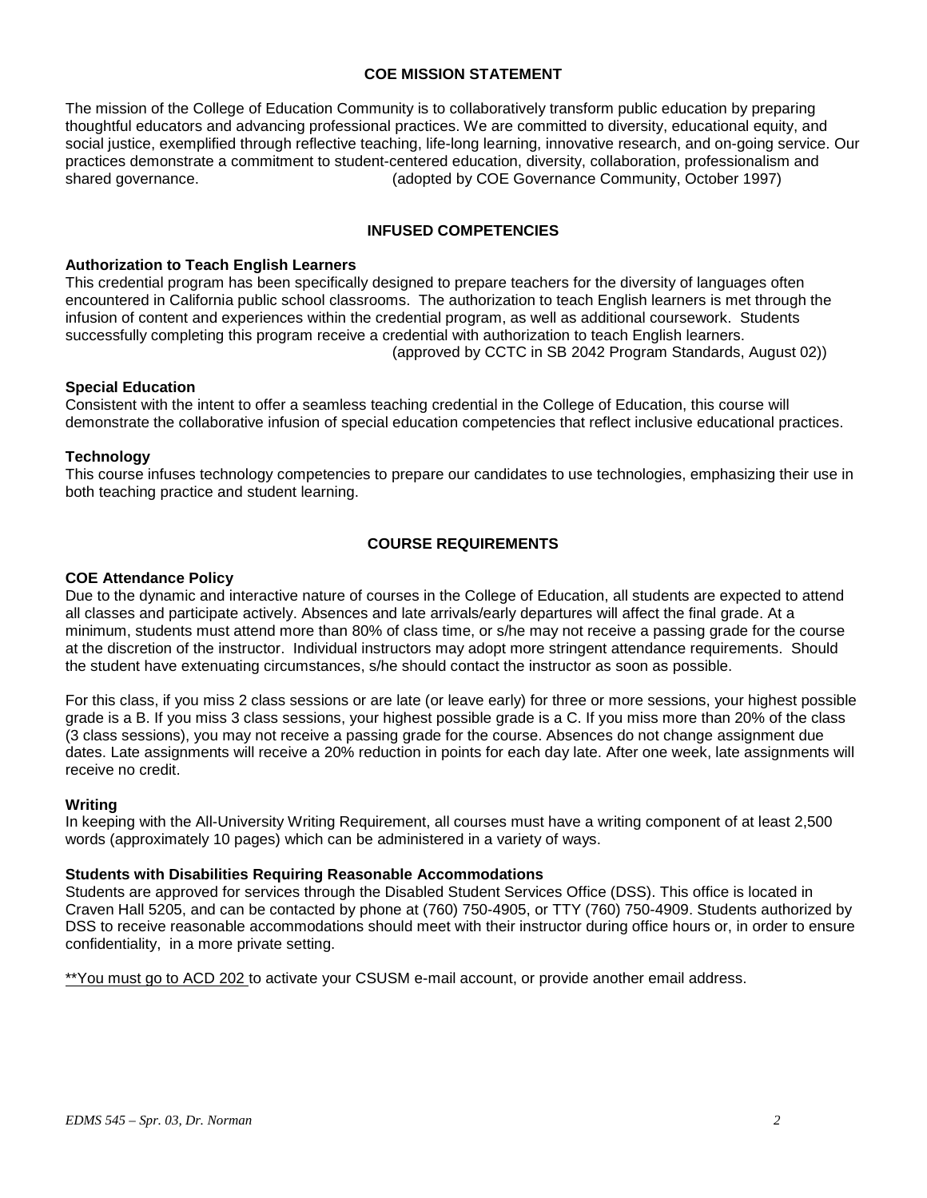## COE MISSION STATEMENT

The mission of the College of Education Community is to collaboratively transform public education by preparing thoughtful educators and advancing professional practices. We are committed to diversity, educational equity, and social justice, exemplified through reflective teaching, life-long learning, innovative research, and on-going service. Our practices demonstrate a commitment to student-centered education, diversity, collaboration, professionalism and shared governance. (adopted by COE Governance Community, October 1997)

## INFUSED COMPETENCIES

### Authorization to Teach English Learners

This credential program has been specifically designed to prepare teachers for the diversity of languages often encountered in California public school classrooms. The authorization to teach English learners is met through the infusion of content and experiences within the credential program, as well as additional coursework. Students successfully completing this program receive a credential with authorization to teach English learners.
(approved by CCTC in SB 2042 Program Standards, August 02))

### Special Education

Consistent with the intent to offer a seamless teaching credential in the College of Education, this course will demonstrate the collaborative infusion of special education competencies that reflect inclusive educational practices.

### Technology

This course infuses technology competencies to prepare our candidates to use technologies, emphasizing their use in both teaching practice and student learning.

## COURSE REQUIREMENTS

### COE Attendance Policy

Due to the dynamic and interactive nature of courses in the College of Education, all students are expected to attend all classes and participate actively. Absences and late arrivals/early departures will affect the final grade. At a minimum, students must attend more than 80% of class time, or s/he may not receive a passing grade for the course at the discretion of the instructor. Individual instructors may adopt more stringent attendance requirements. Should the student have extenuating circumstances, s/he should contact the instructor as soon as possible.

For this class, if you miss 2 class sessions or are late (or leave early) for three or more sessions, your highest possible grade is a B. If you miss 3 class sessions, your highest possible grade is a C. If you miss more than 20% of the class (3 class sessions), you may not receive a passing grade for the course. Absences do not change assignment due dates. Late assignments will receive a 20% reduction in points for each day late. After one week, late assignments will receive no credit.

### Writing

In keeping with the All-University Writing Requirement, all courses must have a writing component of at least 2,500 words (approximately 10 pages) which can be administered in a variety of ways.

### Students with Disabilities Requiring Reasonable Accommodations

Students are approved for services through the Disabled Student Services Office (DSS). This office is located in Craven Hall 5205, and can be contacted by phone at (760) 750-4905, or TTY (760) 750-4909. Students authorized by DSS to receive reasonable accommodations should meet with their instructor during office hours or, in order to ensure confidentiality, in a more private setting.

**You must go to ACD 202 to activate your CSUSM e-mail account, or provide another email address.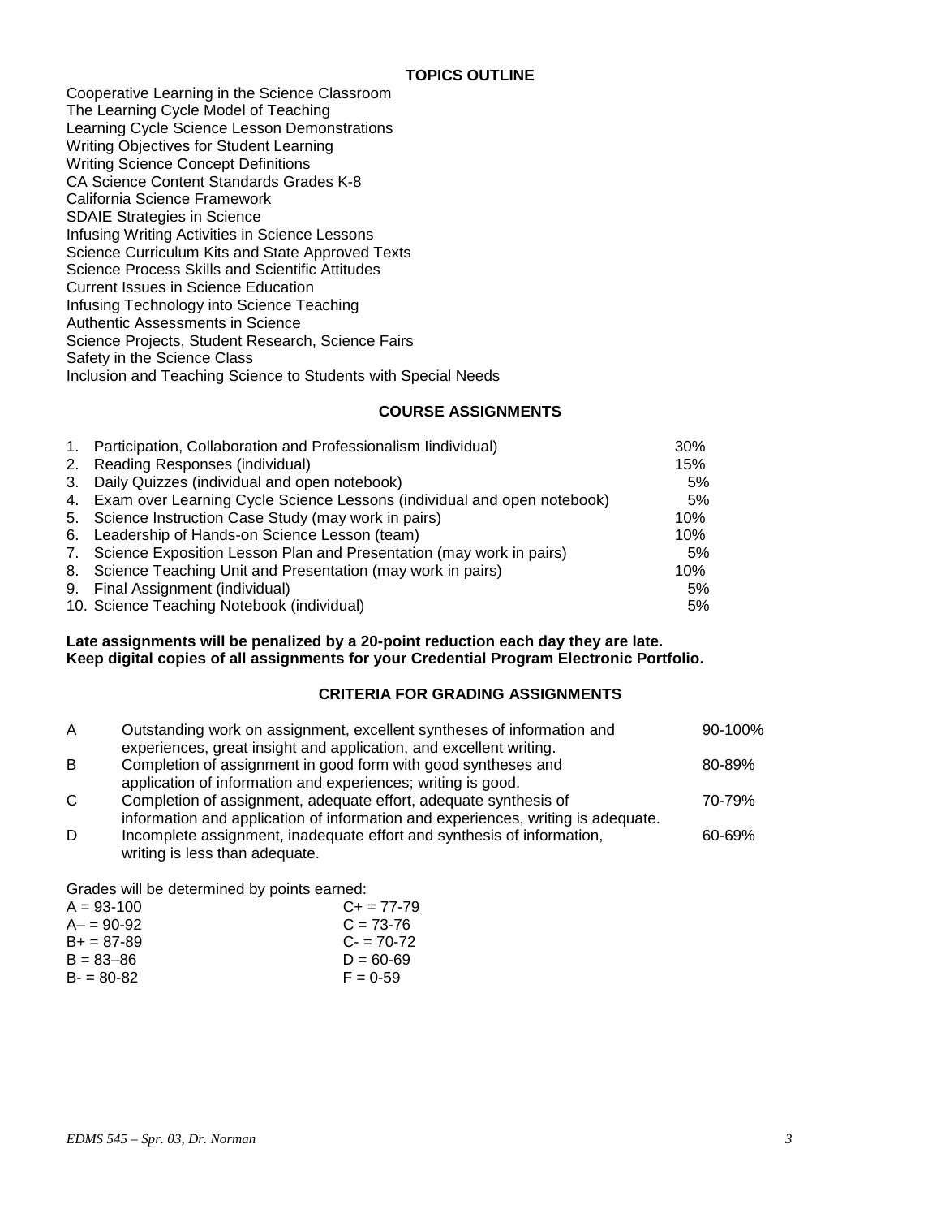## TOPICS OUTLINE

Cooperative Learning in the Science Classroom
The Learning Cycle Model of Teaching
Learning Cycle Science Lesson Demonstrations
Writing Objectives for Student Learning
Writing Science Concept Definitions
CA Science Content Standards Grades K-8
California Science Framework
SDAIE Strategies in Science
Infusing Writing Activities in Science Lessons
Science Curriculum Kits and State Approved Texts
Science Process Skills and Scientific Attitudes
Current Issues in Science Education
Infusing Technology into Science Teaching
Authentic Assessments in Science
Science Projects, Student Research, Science Fairs
Safety in the Science Class
Inclusion and Teaching Science to Students with Special Needs

## COURSE ASSIGNMENTS

| | Assignment | Weight |
|---|---|---|
| 1. | Participation, Collaboration and Professionalism Iindividual) | 30% |
| 2. | Reading Responses (individual) | 15% |
| 3. | Daily Quizzes (individual and open notebook) | 5% |
| 4. | Exam over Learning Cycle Science Lessons (individual and open notebook) | 5% |
| 5. | Science Instruction Case Study (may work in pairs) | 10% |
| 6. | Leadership of Hands-on Science Lesson (team) | 10% |
| 7. | Science Exposition Lesson Plan and Presentation (may work in pairs) | 5% |
| 8. | Science Teaching Unit and Presentation (may work in pairs) | 10% |
| 9. | Final Assignment (individual) | 5% |
| 10. | Science Teaching Notebook (individual) | 5% |

**Late assignments will be penalized by a 20-point reduction each day they are late.**
**Keep digital copies of all assignments for your Credential Program Electronic Portfolio.**

## CRITERIA FOR GRADING ASSIGNMENTS

| Grade | Criteria | Range |
|---|---|---|
| A | Outstanding work on assignment, excellent syntheses of information and experiences, great insight and application, and excellent writing. | 90-100% |
| B | Completion of assignment in good form with good syntheses and application of information and experiences; writing is good. | 80-89% |
| C | Completion of assignment, adequate effort, adequate synthesis of information and application of information and experiences, writing is adequate. | 70-79% |
| D | Incomplete assignment, inadequate effort and synthesis of information, writing is less than adequate. | 60-69% |

Grades will be determined by points earned:

| | |
|---|---|
| A = 93-100 | C+ = 77-79 |
| A– = 90-92 | C = 73-76 |
| B+ = 87-89 | C- = 70-72 |
| B = 83–86 | D = 60-69 |
| B- = 80-82 | F = 0-59 |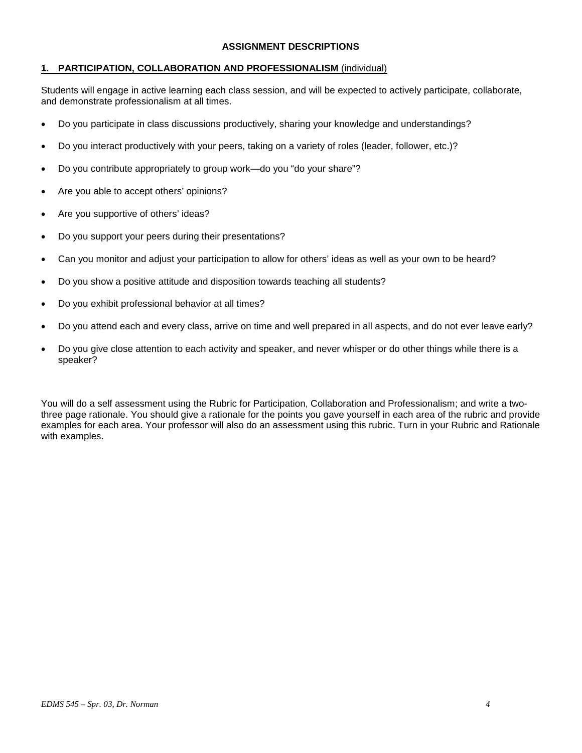## ASSIGNMENT DESCRIPTIONS

### **1. PARTICIPATION, COLLABORATION AND PROFESSIONALISM** (individual)

Students will engage in active learning each class session, and will be expected to actively participate, collaborate, and demonstrate professionalism at all times.

- Do you participate in class discussions productively, sharing your knowledge and understandings?
- Do you interact productively with your peers, taking on a variety of roles (leader, follower, etc.)?
- Do you contribute appropriately to group work—do you "do your share"?
- Are you able to accept others' opinions?
- Are you supportive of others' ideas?
- Do you support your peers during their presentations?
- Can you monitor and adjust your participation to allow for others' ideas as well as your own to be heard?
- Do you show a positive attitude and disposition towards teaching all students?
- Do you exhibit professional behavior at all times?
- Do you attend each and every class, arrive on time and well prepared in all aspects, and do not ever leave early?
- Do you give close attention to each activity and speaker, and never whisper or do other things while there is a speaker?

You will do a self assessment using the Rubric for Participation, Collaboration and Professionalism; and write a two-three page rationale. You should give a rationale for the points you gave yourself in each area of the rubric and provide examples for each area. Your professor will also do an assessment using this rubric. Turn in your Rubric and Rationale with examples.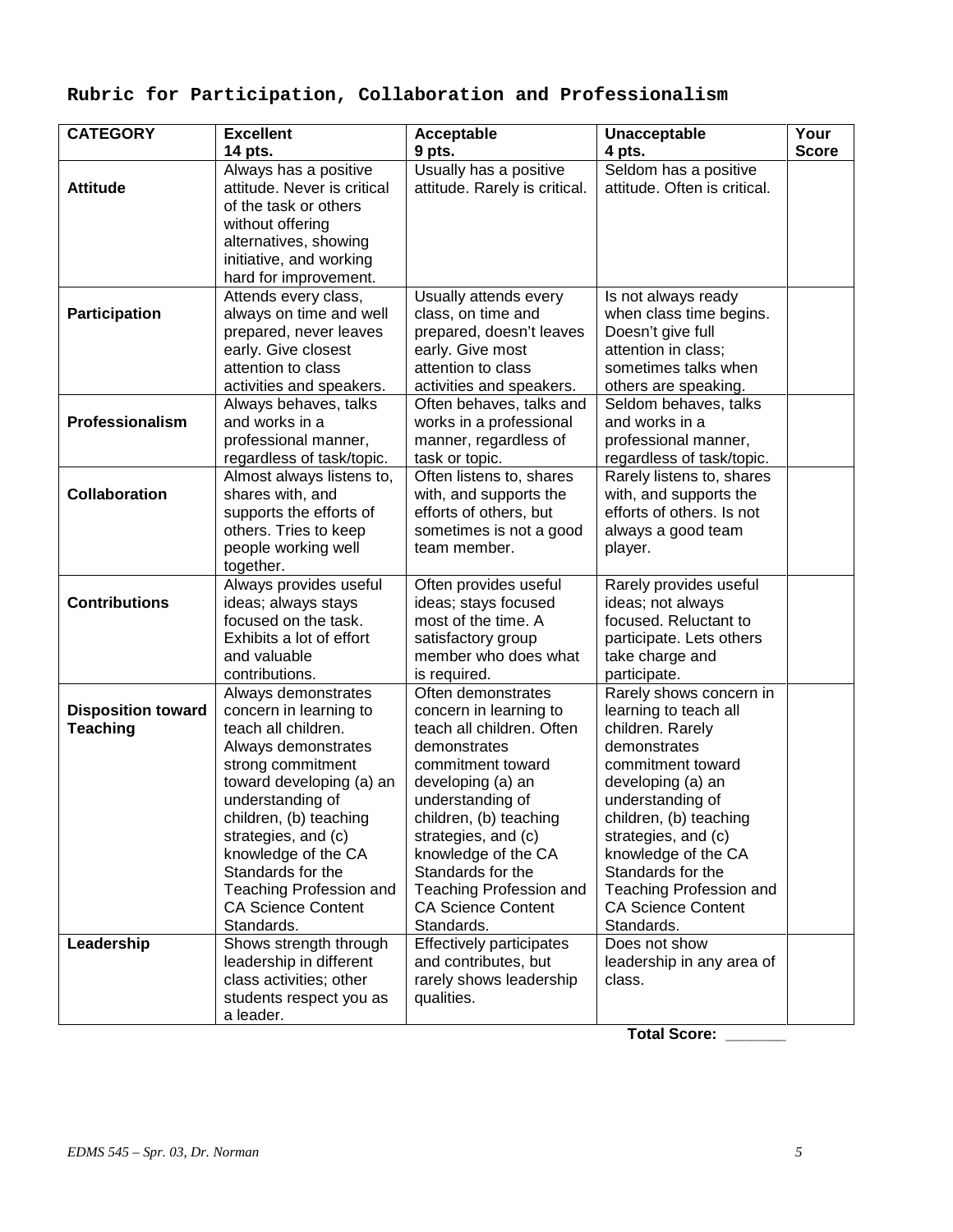## Rubric for Participation, Collaboration and Professionalism

| CATEGORY | Excellent 14 pts. | Acceptable 9 pts. | Unacceptable 4 pts. | Your Score |
|---|---|---|---|---|
| **Attitude** | Always has a positive attitude. Never is critical of the task or others without offering alternatives, showing initiative, and working hard for improvement. | Usually has a positive attitude. Rarely is critical. | Seldom has a positive attitude. Often is critical. | |
| **Participation** | Attends every class, always on time and well prepared, never leaves early. Give closest attention to class activities and speakers. | Usually attends every class, on time and prepared, doesn't leaves early. Give most attention to class activities and speakers. | Is not always ready when class time begins. Doesn't give full attention in class; sometimes talks when others are speaking. | |
| **Professionalism** | Always behaves, talks and works in a professional manner, regardless of task/topic. | Often behaves, talks and works in a professional manner, regardless of task or topic. | Seldom behaves, talks and works in a professional manner, regardless of task/topic. | |
| **Collaboration** | Almost always listens to, shares with, and supports the efforts of others. Tries to keep people working well together. | Often listens to, shares with, and supports the efforts of others, but sometimes is not a good team member. | Rarely listens to, shares with, and supports the efforts of others. Is not always a good team player. | |
| **Contributions** | Always provides useful ideas; always stays focused on the task. Exhibits a lot of effort and valuable contributions. | Often provides useful ideas; stays focused most of the time. A satisfactory group member who does what is required. | Rarely provides useful ideas; not always focused. Reluctant to participate. Lets others take charge and participate. | |
| **Disposition toward Teaching** | Always demonstrates concern in learning to teach all children. Always demonstrates strong commitment toward developing (a) an understanding of children, (b) teaching strategies, and (c) knowledge of the CA Standards for the Teaching Profession and CA Science Content Standards. | Often demonstrates concern in learning to teach all children. Often demonstrates commitment toward developing (a) an understanding of children, (b) teaching strategies, and (c) knowledge of the CA Standards for the Teaching Profession and CA Science Content Standards. | Rarely shows concern in learning to teach all children. Rarely demonstrates commitment toward developing (a) an understanding of children, (b) teaching strategies, and (c) knowledge of the CA Standards for the Teaching Profession and CA Science Content Standards. | |
| **Leadership** | Shows strength through leadership in different class activities; other students respect you as a leader. | Effectively participates and contributes, but rarely shows leadership qualities. | Does not show leadership in any area of class. | |

**Total Score: _______**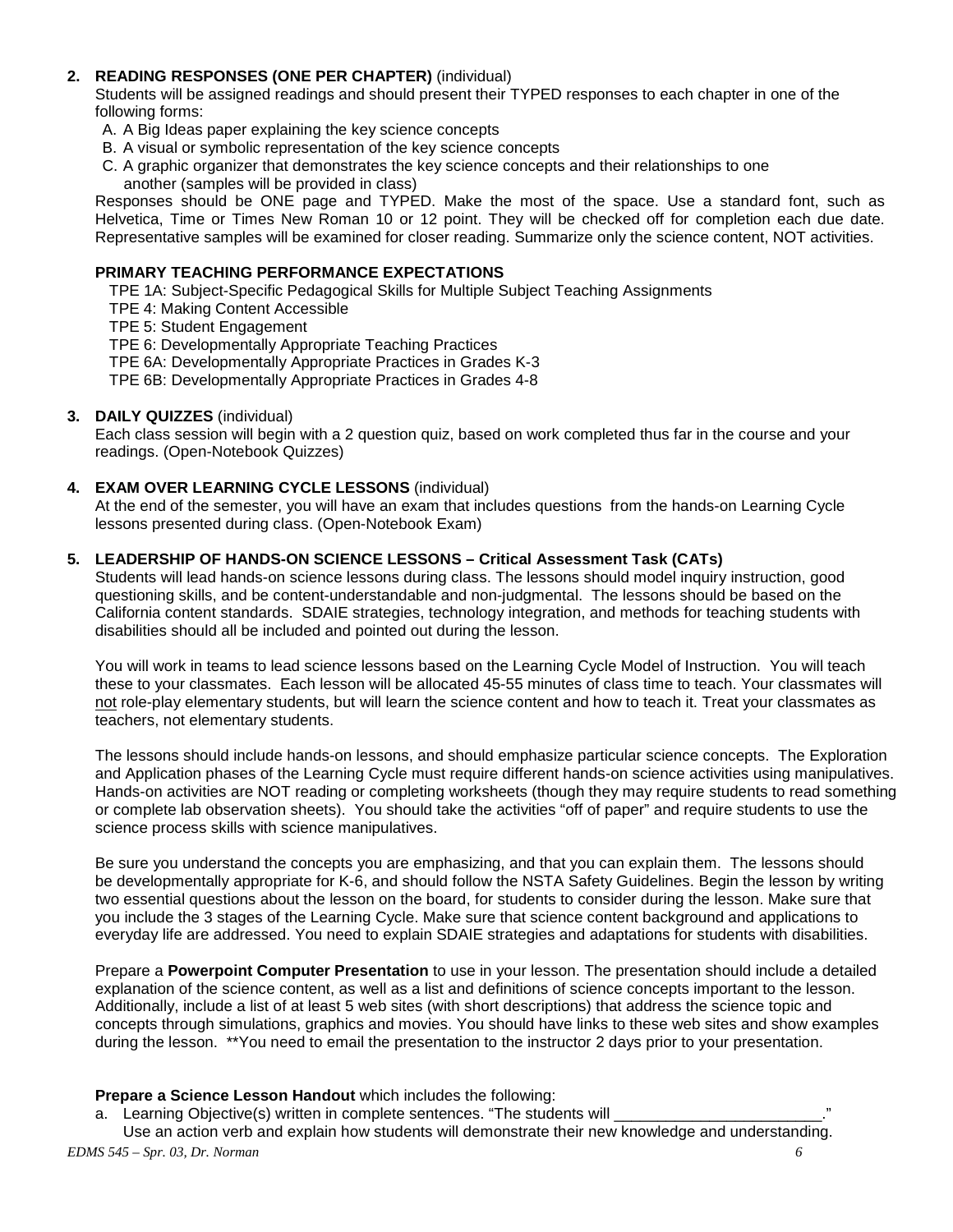2. **READING RESPONSES (ONE PER CHAPTER)** (individual)
   Students will be assigned readings and should present their TYPED responses to each chapter in one of the following forms:
   A. A Big Ideas paper explaining the key science concepts
   B. A visual or symbolic representation of the key science concepts
   C. A graphic organizer that demonstrates the key science concepts and their relationships to one another (samples will be provided in class)

   Responses should be ONE page and TYPED. Make the most of the space. Use a standard font, such as Helvetica, Time or Times New Roman 10 or 12 point. They will be checked off for completion each due date. Representative samples will be examined for closer reading. Summarize only the science content, NOT activities.

   **PRIMARY TEACHING PERFORMANCE EXPECTATIONS**
   TPE 1A: Subject-Specific Pedagogical Skills for Multiple Subject Teaching Assignments
   TPE 4: Making Content Accessible
   TPE 5: Student Engagement
   TPE 6: Developmentally Appropriate Teaching Practices
   TPE 6A: Developmentally Appropriate Practices in Grades K-3
   TPE 6B: Developmentally Appropriate Practices in Grades 4-8

3. **DAILY QUIZZES** (individual)
   Each class session will begin with a 2 question quiz, based on work completed thus far in the course and your readings. (Open-Notebook Quizzes)

4. **EXAM OVER LEARNING CYCLE LESSONS** (individual)
   At the end of the semester, you will have an exam that includes questions from the hands-on Learning Cycle lessons presented during class. (Open-Notebook Exam)

5. **LEADERSHIP OF HANDS-ON SCIENCE LESSONS – Critical Assessment Task (CATs)**
   Students will lead hands-on science lessons during class. The lessons should model inquiry instruction, good questioning skills, and be content-understandable and non-judgmental. The lessons should be based on the California content standards. SDAIE strategies, technology integration, and methods for teaching students with disabilities should all be included and pointed out during the lesson.

   You will work in teams to lead science lessons based on the Learning Cycle Model of Instruction. You will teach these to your classmates. Each lesson will be allocated 45-55 minutes of class time to teach. Your classmates will not role-play elementary students, but will learn the science content and how to teach it. Treat your classmates as teachers, not elementary students.

   The lessons should include hands-on lessons, and should emphasize particular science concepts. The Exploration and Application phases of the Learning Cycle must require different hands-on science activities using manipulatives. Hands-on activities are NOT reading or completing worksheets (though they may require students to read something or complete lab observation sheets). You should take the activities "off of paper" and require students to use the science process skills with science manipulatives.

   Be sure you understand the concepts you are emphasizing, and that you can explain them. The lessons should be developmentally appropriate for K-6, and should follow the NSTA Safety Guidelines. Begin the lesson by writing two essential questions about the lesson on the board, for students to consider during the lesson. Make sure that you include the 3 stages of the Learning Cycle. Make sure that science content background and applications to everyday life are addressed. You need to explain SDAIE strategies and adaptations for students with disabilities.

   Prepare a **Powerpoint Computer Presentation** to use in your lesson. The presentation should include a detailed explanation of the science content, as well as a list and definitions of science concepts important to the lesson. Additionally, include a list of at least 5 web sites (with short descriptions) that address the science topic and concepts through simulations, graphics and movies. You should have links to these web sites and show examples during the lesson. **You need to email the presentation to the instructor 2 days prior to your presentation.

   **Prepare a Science Lesson Handout** which includes the following:
   a. Learning Objective(s) written in complete sentences. "The students will ________________________."
      Use an action verb and explain how students will demonstrate their new knowledge and understanding.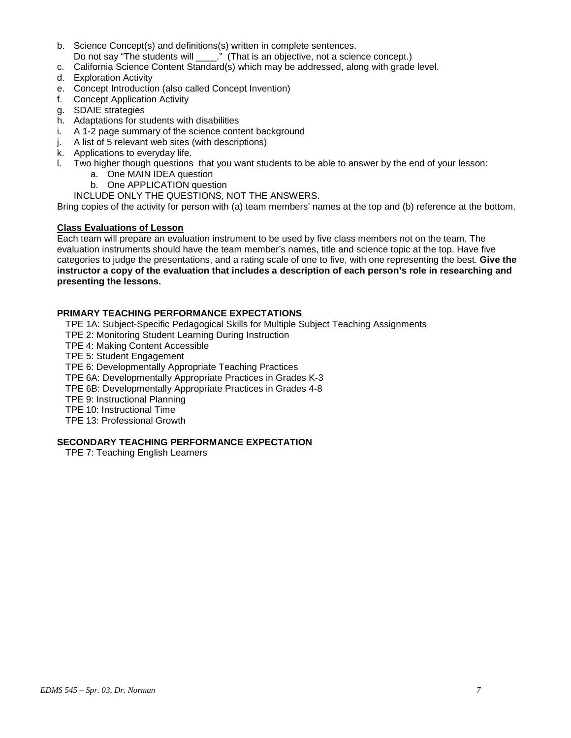b. Science Concept(s) and definitions(s) written in complete sentences.
   Do not say "The students will ____." (That is an objective, not a science concept.)
c. California Science Content Standard(s) which may be addressed, along with grade level.
d. Exploration Activity
e. Concept Introduction (also called Concept Invention)
f. Concept Application Activity
g. SDAIE strategies
h. Adaptations for students with disabilities
i. A 1-2 page summary of the science content background
j. A list of 5 relevant web sites (with descriptions)
k. Applications to everyday life.
l. Two higher though questions that you want students to be able to answer by the end of your lesson:
   a. One MAIN IDEA question
   b. One APPLICATION question

   INCLUDE ONLY THE QUESTIONS, NOT THE ANSWERS.

Bring copies of the activity for person with (a) team members' names at the top and (b) reference at the bottom.

**Class Evaluations of Lesson**

Each team will prepare an evaluation instrument to be used by five class members not on the team, The evaluation instruments should have the team member's names, title and science topic at the top. Have five categories to judge the presentations, and a rating scale of one to five, with one representing the best. **Give the instructor a copy of the evaluation that includes a description of each person's role in researching and presenting the lessons.**

**PRIMARY TEACHING PERFORMANCE EXPECTATIONS**

TPE 1A: Subject-Specific Pedagogical Skills for Multiple Subject Teaching Assignments
TPE 2: Monitoring Student Learning During Instruction
TPE 4: Making Content Accessible
TPE 5: Student Engagement
TPE 6: Developmentally Appropriate Teaching Practices
TPE 6A: Developmentally Appropriate Practices in Grades K-3
TPE 6B: Developmentally Appropriate Practices in Grades 4-8
TPE 9: Instructional Planning
TPE 10: Instructional Time
TPE 13: Professional Growth

**SECONDARY TEACHING PERFORMANCE EXPECTATION**

TPE 7: Teaching English Learners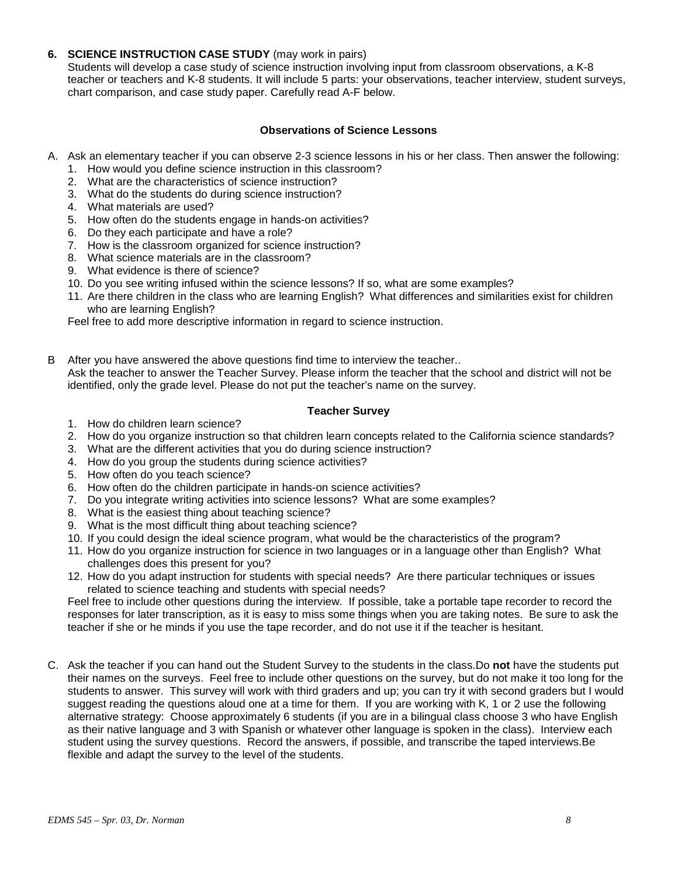**6. SCIENCE INSTRUCTION CASE STUDY** (may work in pairs)

Students will develop a case study of science instruction involving input from classroom observations, a K-8 teacher or teachers and K-8 students. It will include 5 parts: your observations, teacher interview, student surveys, chart comparison, and case study paper. Carefully read A-F below.

**Observations of Science Lessons**

A. Ask an elementary teacher if you can observe 2-3 science lessons in his or her class. Then answer the following:
   1. How would you define science instruction in this classroom?
   2. What are the characteristics of science instruction?
   3. What do the students do during science instruction?
   4. What materials are used?
   5. How often do the students engage in hands-on activities?
   6. Do they each participate and have a role?
   7. How is the classroom organized for science instruction?
   8. What science materials are in the classroom?
   9. What evidence is there of science?
   10. Do you see writing infused within the science lessons? If so, what are some examples?
   11. Are there children in the class who are learning English? What differences and similarities exist for children who are learning English?

   Feel free to add more descriptive information in regard to science instruction.

B After you have answered the above questions find time to interview the teacher..
Ask the teacher to answer the Teacher Survey. Please inform the teacher that the school and district will not be identified, only the grade level. Please do not put the teacher's name on the survey.

**Teacher Survey**

1. How do children learn science?
2. How do you organize instruction so that children learn concepts related to the California science standards?
3. What are the different activities that you do during science instruction?
4. How do you group the students during science activities?
5. How often do you teach science?
6. How often do the children participate in hands-on science activities?
7. Do you integrate writing activities into science lessons? What are some examples?
8. What is the easiest thing about teaching science?
9. What is the most difficult thing about teaching science?
10. If you could design the ideal science program, what would be the characteristics of the program?
11. How do you organize instruction for science in two languages or in a language other than English? What challenges does this present for you?
12. How do you adapt instruction for students with special needs? Are there particular techniques or issues related to science teaching and students with special needs?

Feel free to include other questions during the interview. If possible, take a portable tape recorder to record the responses for later transcription, as it is easy to miss some things when you are taking notes. Be sure to ask the teacher if she or he minds if you use the tape recorder, and do not use it if the teacher is hesitant.

C. Ask the teacher if you can hand out the Student Survey to the students in the class.Do **not** have the students put their names on the surveys. Feel free to include other questions on the survey, but do not make it too long for the students to answer. This survey will work with third graders and up; you can try it with second graders but I would suggest reading the questions aloud one at a time for them. If you are working with K, 1 or 2 use the following alternative strategy: Choose approximately 6 students (if you are in a bilingual class choose 3 who have English as their native language and 3 with Spanish or whatever other language is spoken in the class). Interview each student using the survey questions. Record the answers, if possible, and transcribe the taped interviews.Be flexible and adapt the survey to the level of the students.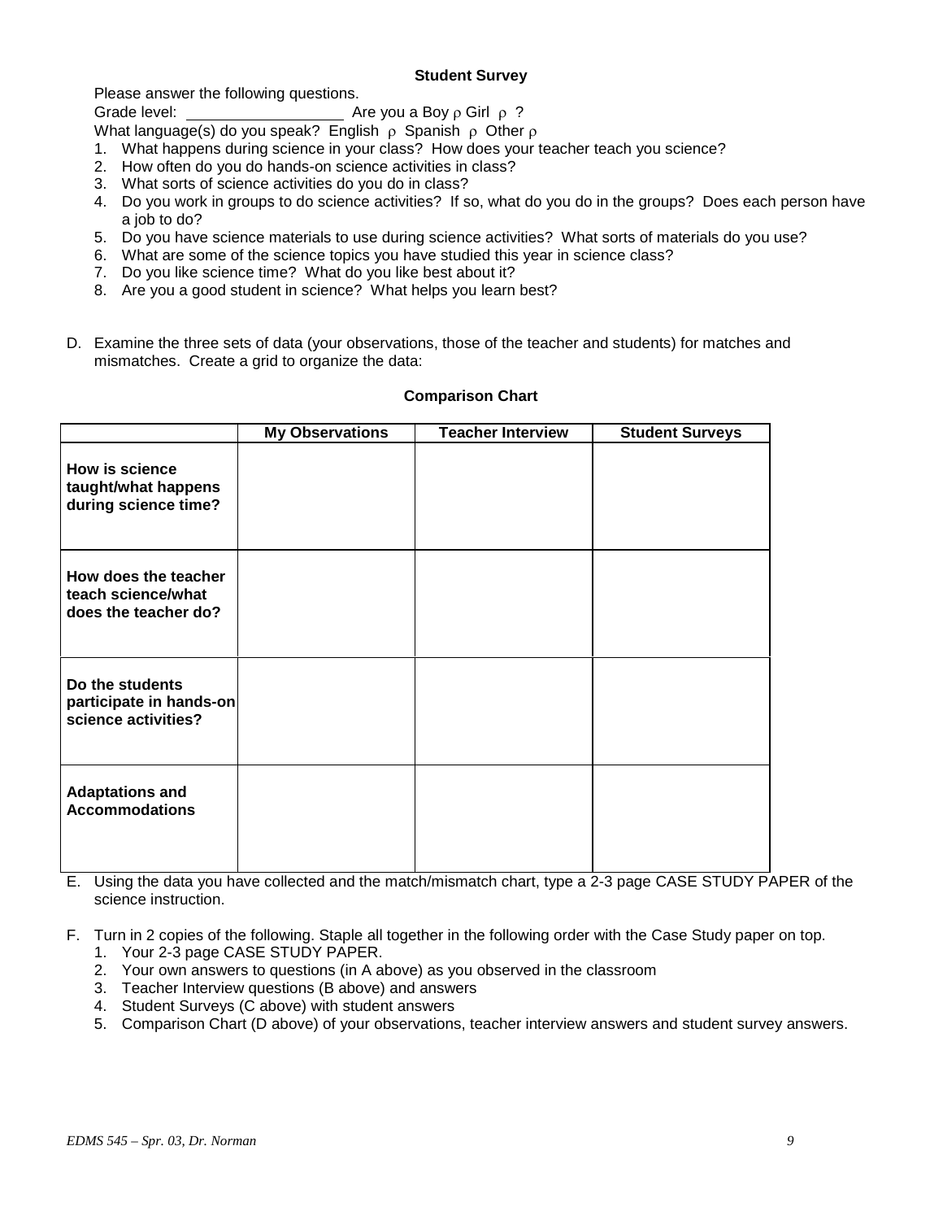**Student Survey**

Please answer the following questions.

Grade level: ___________________ Are you a Boy ρ Girl ρ ?

What language(s) do you speak? English ρ Spanish ρ Other ρ

1. What happens during science in your class? How does your teacher teach you science?
2. How often do you do hands-on science activities in class?
3. What sorts of science activities do you do in class?
4. Do you work in groups to do science activities? If so, what do you do in the groups? Does each person have a job to do?
5. Do you have science materials to use during science activities? What sorts of materials do you use?
6. What are some of the science topics you have studied this year in science class?
7. Do you like science time? What do you like best about it?
8. Are you a good student in science? What helps you learn best?

D. Examine the three sets of data (your observations, those of the teacher and students) for matches and mismatches. Create a grid to organize the data:

**Comparison Chart**

| | My Observations | Teacher Interview | Student Surveys |
|---|---|---|---|
| **How is science taught/what happens during science time?** | | | |
| **How does the teacher teach science/what does the teacher do?** | | | |
| **Do the students participate in hands-on science activities?** | | | |
| **Adaptations and Accommodations** | | | |

E. Using the data you have collected and the match/mismatch chart, type a 2-3 page CASE STUDY PAPER of the science instruction.

F. Turn in 2 copies of the following. Staple all together in the following order with the Case Study paper on top.
1. Your 2-3 page CASE STUDY PAPER.
2. Your own answers to questions (in A above) as you observed in the classroom
3. Teacher Interview questions (B above) and answers
4. Student Surveys (C above) with student answers
5. Comparison Chart (D above) of your observations, teacher interview answers and student survey answers.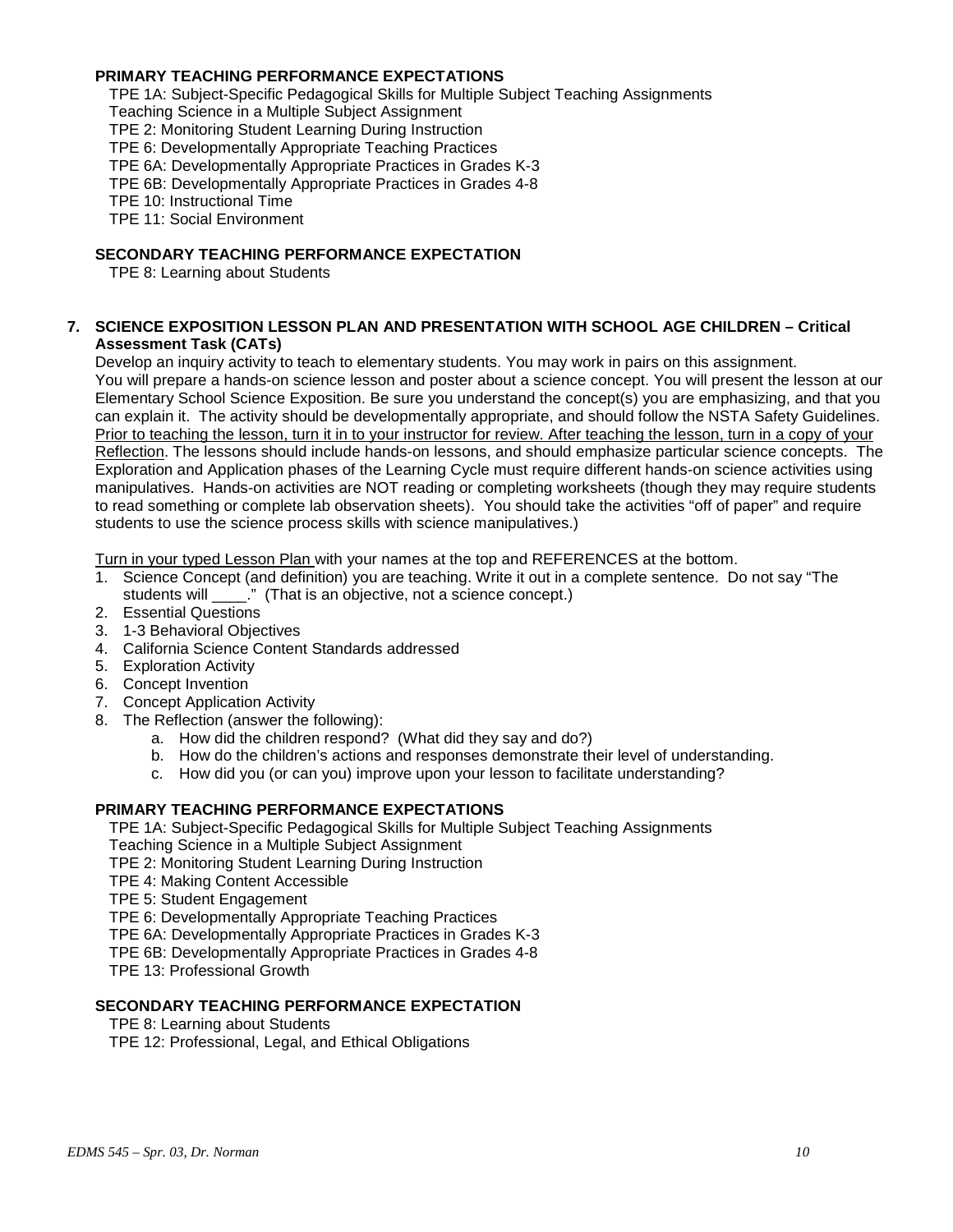**PRIMARY TEACHING PERFORMANCE EXPECTATIONS**

TPE 1A: Subject-Specific Pedagogical Skills for Multiple Subject Teaching Assignments
Teaching Science in a Multiple Subject Assignment
TPE 2: Monitoring Student Learning During Instruction
TPE 6: Developmentally Appropriate Teaching Practices
TPE 6A: Developmentally Appropriate Practices in Grades K-3
TPE 6B: Developmentally Appropriate Practices in Grades 4-8
TPE 10: Instructional Time
TPE 11: Social Environment

**SECONDARY TEACHING PERFORMANCE EXPECTATION**

TPE 8: Learning about Students

**7. SCIENCE EXPOSITION LESSON PLAN AND PRESENTATION WITH SCHOOL AGE CHILDREN – Critical Assessment Task (CATs)**

Develop an inquiry activity to teach to elementary students. You may work in pairs on this assignment. You will prepare a hands-on science lesson and poster about a science concept. You will present the lesson at our Elementary School Science Exposition. Be sure you understand the concept(s) you are emphasizing, and that you can explain it. The activity should be developmentally appropriate, and should follow the NSTA Safety Guidelines. <u>Prior to teaching the lesson, turn it in to your instructor for review. After teaching the lesson, turn in a copy of your Reflection</u>. The lessons should include hands-on lessons, and should emphasize particular science concepts. The Exploration and Application phases of the Learning Cycle must require different hands-on science activities using manipulatives. Hands-on activities are NOT reading or completing worksheets (though they may require students to read something or complete lab observation sheets). You should take the activities "off of paper" and require students to use the science process skills with science manipulatives.)

<u>Turn in your typed Lesson Plan</u> with your names at the top and REFERENCES at the bottom.

1. Science Concept (and definition) you are teaching. Write it out in a complete sentence. Do not say "The students will ____." (That is an objective, not a science concept.)
2. Essential Questions
3. 1-3 Behavioral Objectives
4. California Science Content Standards addressed
5. Exploration Activity
6. Concept Invention
7. Concept Application Activity
8. The Reflection (answer the following):
   a. How did the children respond? (What did they say and do?)
   b. How do the children's actions and responses demonstrate their level of understanding.
   c. How did you (or can you) improve upon your lesson to facilitate understanding?

**PRIMARY TEACHING PERFORMANCE EXPECTATIONS**

TPE 1A: Subject-Specific Pedagogical Skills for Multiple Subject Teaching Assignments
Teaching Science in a Multiple Subject Assignment
TPE 2: Monitoring Student Learning During Instruction
TPE 4: Making Content Accessible
TPE 5: Student Engagement
TPE 6: Developmentally Appropriate Teaching Practices
TPE 6A: Developmentally Appropriate Practices in Grades K-3
TPE 6B: Developmentally Appropriate Practices in Grades 4-8
TPE 13: Professional Growth

**SECONDARY TEACHING PERFORMANCE EXPECTATION**

TPE 8: Learning about Students
TPE 12: Professional, Legal, and Ethical Obligations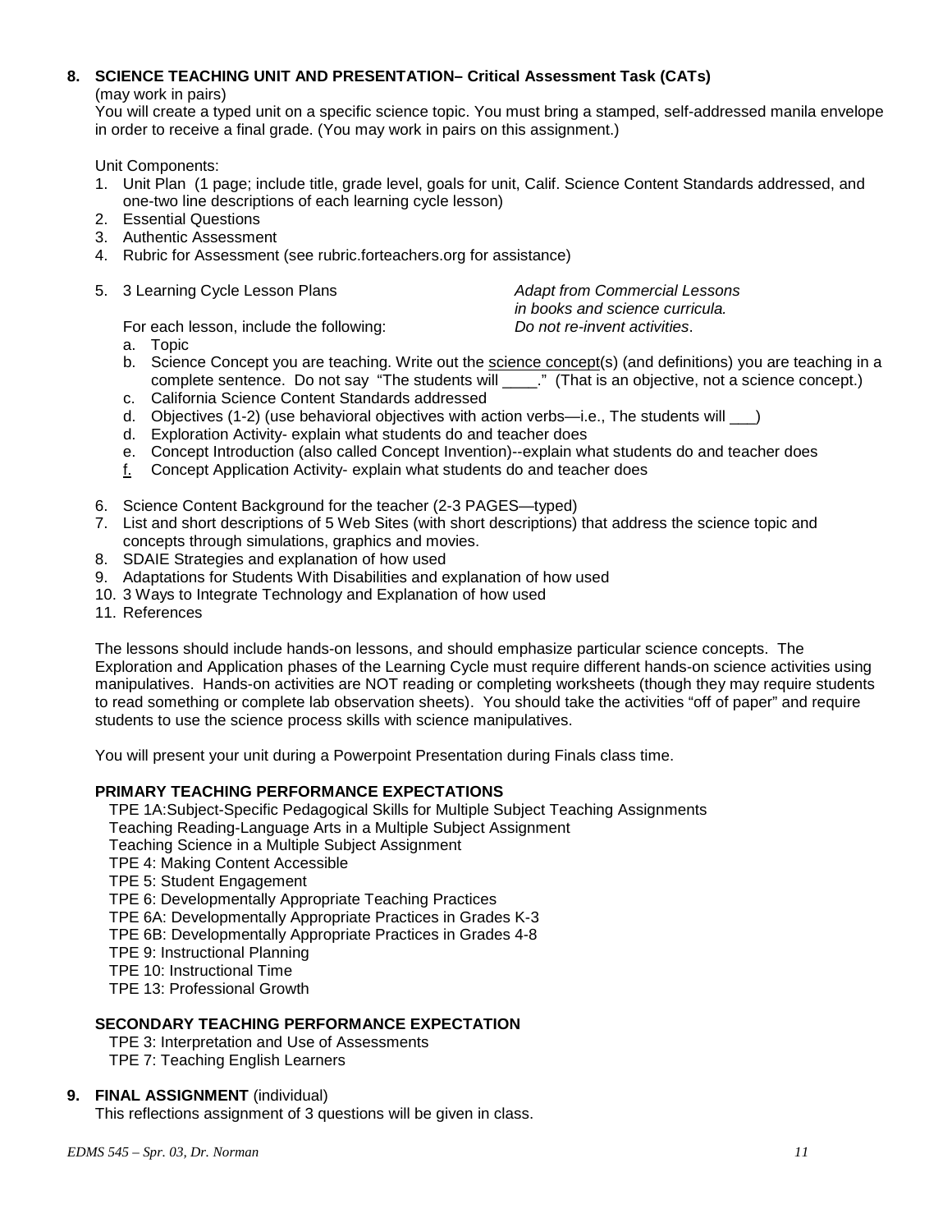**8. SCIENCE TEACHING UNIT AND PRESENTATION– Critical Assessment Task (CATs)**

(may work in pairs)

You will create a typed unit on a specific science topic. You must bring a stamped, self-addressed manila envelope in order to receive a final grade. (You may work in pairs on this assignment.)

Unit Components:

1. Unit Plan (1 page; include title, grade level, goals for unit, Calif. Science Content Standards addressed, and one-two line descriptions of each learning cycle lesson)
2. Essential Questions
3. Authentic Assessment
4. Rubric for Assessment (see rubric.forteachers.org for assistance)
5. 3 Learning Cycle Lesson Plans — *Adapt from Commercial Lessons in books and science curricula. Do not re-invent activities*.

   For each lesson, include the following:
   a. Topic
   b. Science Concept you are teaching. Write out the science concept(s) (and definitions) you are teaching in a complete sentence. Do not say "The students will \_\_\_\_." (That is an objective, not a science concept.)
   c. California Science Content Standards addressed
   d. Objectives (1-2) (use behavioral objectives with action verbs—i.e., The students will \_\_\_)
   d. Exploration Activity- explain what students do and teacher does
   e. Concept Introduction (also called Concept Invention)--explain what students do and teacher does
   f. Concept Application Activity- explain what students do and teacher does
6. Science Content Background for the teacher (2-3 PAGES—typed)
7. List and short descriptions of 5 Web Sites (with short descriptions) that address the science topic and concepts through simulations, graphics and movies.
8. SDAIE Strategies and explanation of how used
9. Adaptations for Students With Disabilities and explanation of how used
10. 3 Ways to Integrate Technology and Explanation of how used
11. References

The lessons should include hands-on lessons, and should emphasize particular science concepts. The Exploration and Application phases of the Learning Cycle must require different hands-on science activities using manipulatives. Hands-on activities are NOT reading or completing worksheets (though they may require students to read something or complete lab observation sheets). You should take the activities "off of paper" and require students to use the science process skills with science manipulatives.

You will present your unit during a Powerpoint Presentation during Finals class time.

**PRIMARY TEACHING PERFORMANCE EXPECTATIONS**

TPE 1A:Subject-Specific Pedagogical Skills for Multiple Subject Teaching Assignments
Teaching Reading-Language Arts in a Multiple Subject Assignment
Teaching Science in a Multiple Subject Assignment
TPE 4: Making Content Accessible
TPE 5: Student Engagement
TPE 6: Developmentally Appropriate Teaching Practices
TPE 6A: Developmentally Appropriate Practices in Grades K-3
TPE 6B: Developmentally Appropriate Practices in Grades 4-8
TPE 9: Instructional Planning
TPE 10: Instructional Time
TPE 13: Professional Growth

**SECONDARY TEACHING PERFORMANCE EXPECTATION**

TPE 3: Interpretation and Use of Assessments
TPE 7: Teaching English Learners

**9. FINAL ASSIGNMENT** (individual)

This reflections assignment of 3 questions will be given in class.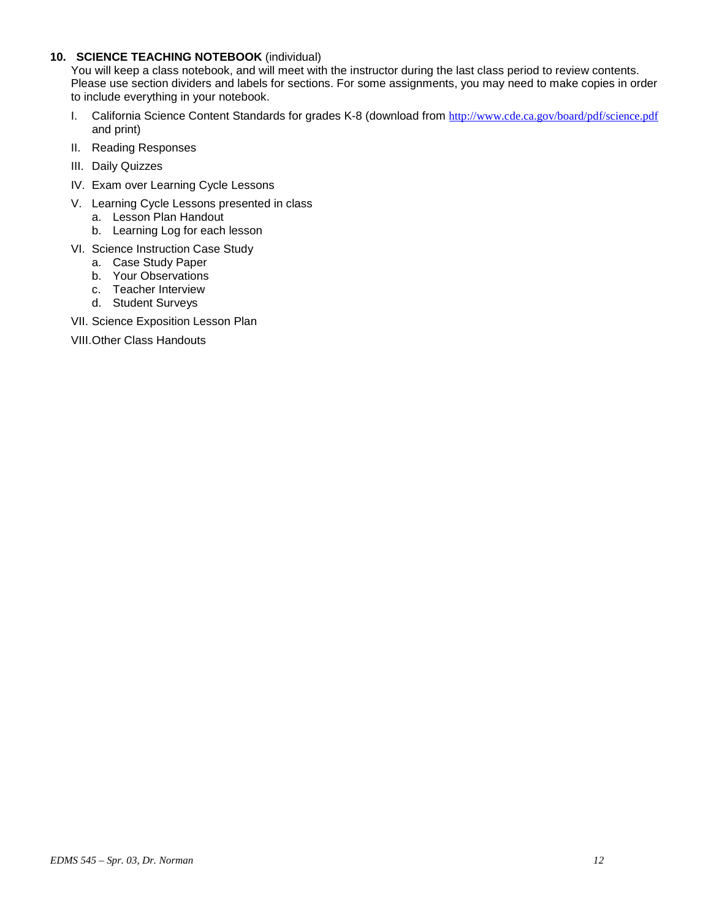**10. SCIENCE TEACHING NOTEBOOK** (individual)

You will keep a class notebook, and will meet with the instructor during the last class period to review contents. Please use section dividers and labels for sections. For some assignments, you may need to make copies in order to include everything in your notebook.

I. California Science Content Standards for grades K-8 (download from http://www.cde.ca.gov/board/pdf/science.pdf and print)

II. Reading Responses

III. Daily Quizzes

IV. Exam over Learning Cycle Lessons

V. Learning Cycle Lessons presented in class
   a. Lesson Plan Handout
   b. Learning Log for each lesson

VI. Science Instruction Case Study
   a. Case Study Paper
   b. Your Observations
   c. Teacher Interview
   d. Student Surveys

VII. Science Exposition Lesson Plan

VIII. Other Class Handouts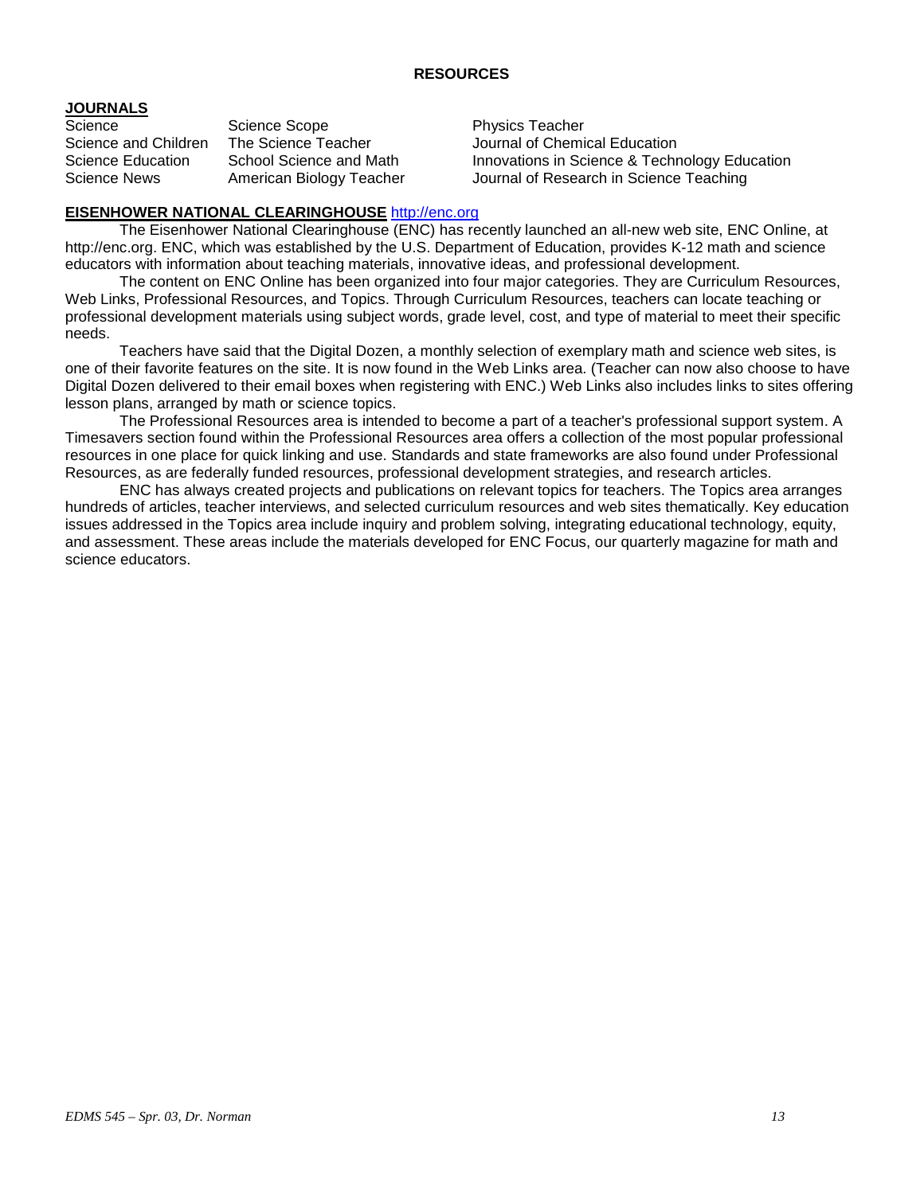## RESOURCES

### JOURNALS

| | | |
|---|---|---|
| Science | Science Scope | Physics Teacher |
| Science and Children | The Science Teacher | Journal of Chemical Education |
| Science Education | School Science and Math | Innovations in Science & Technology Education |
| Science News | American Biology Teacher | Journal of Research in Science Teaching |

### EISENHOWER NATIONAL CLEARINGHOUSE http://enc.org

The Eisenhower National Clearinghouse (ENC) has recently launched an all-new web site, ENC Online, at http://enc.org. ENC, which was established by the U.S. Department of Education, provides K-12 math and science educators with information about teaching materials, innovative ideas, and professional development.

The content on ENC Online has been organized into four major categories. They are Curriculum Resources, Web Links, Professional Resources, and Topics. Through Curriculum Resources, teachers can locate teaching or professional development materials using subject words, grade level, cost, and type of material to meet their specific needs.

Teachers have said that the Digital Dozen, a monthly selection of exemplary math and science web sites, is one of their favorite features on the site. It is now found in the Web Links area. (Teacher can now also choose to have Digital Dozen delivered to their email boxes when registering with ENC.) Web Links also includes links to sites offering lesson plans, arranged by math or science topics.

The Professional Resources area is intended to become a part of a teacher's professional support system. A Timesavers section found within the Professional Resources area offers a collection of the most popular professional resources in one place for quick linking and use. Standards and state frameworks are also found under Professional Resources, as are federally funded resources, professional development strategies, and research articles.

ENC has always created projects and publications on relevant topics for teachers. The Topics area arranges hundreds of articles, teacher interviews, and selected curriculum resources and web sites thematically. Key education issues addressed in the Topics area include inquiry and problem solving, integrating educational technology, equity, and assessment. These areas include the materials developed for ENC Focus, our quarterly magazine for math and science educators.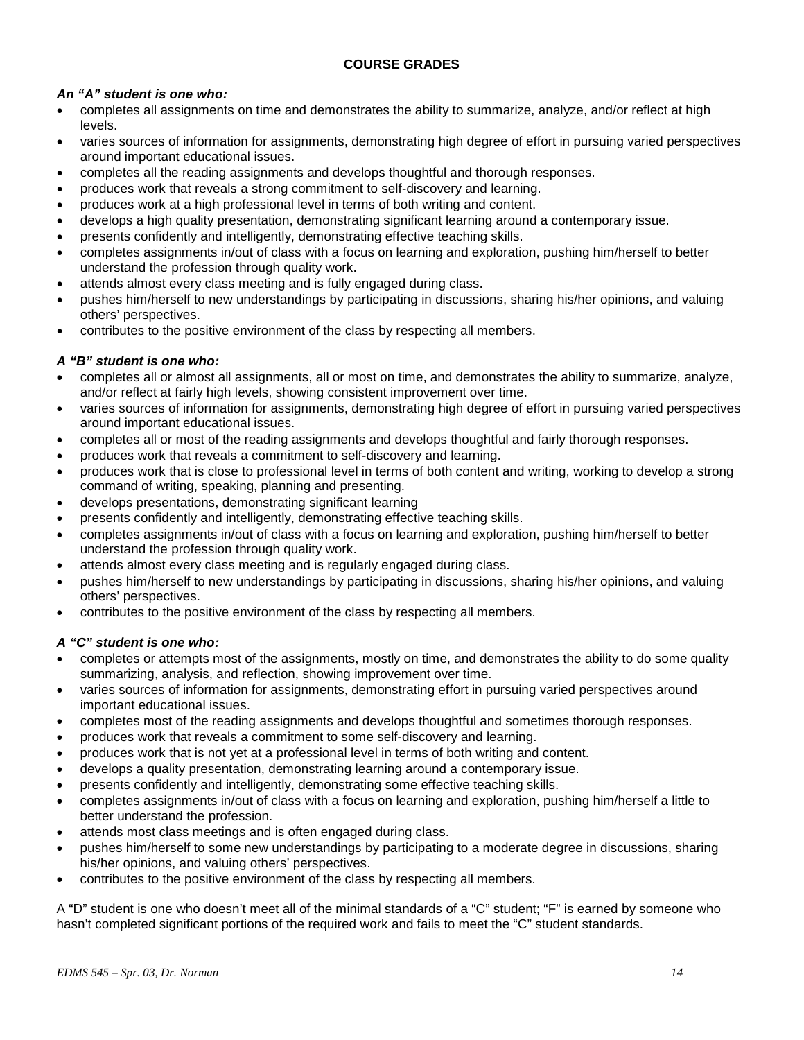## COURSE GRADES

***An "A" student is one who:***

- completes all assignments on time and demonstrates the ability to summarize, analyze, and/or reflect at high levels.
- varies sources of information for assignments, demonstrating high degree of effort in pursuing varied perspectives around important educational issues.
- completes all the reading assignments and develops thoughtful and thorough responses.
- produces work that reveals a strong commitment to self-discovery and learning.
- produces work at a high professional level in terms of both writing and content.
- develops a high quality presentation, demonstrating significant learning around a contemporary issue.
- presents confidently and intelligently, demonstrating effective teaching skills.
- completes assignments in/out of class with a focus on learning and exploration, pushing him/herself to better understand the profession through quality work.
- attends almost every class meeting and is fully engaged during class.
- pushes him/herself to new understandings by participating in discussions, sharing his/her opinions, and valuing others' perspectives.
- contributes to the positive environment of the class by respecting all members.

***A "B" student is one who:***

- completes all or almost all assignments, all or most on time, and demonstrates the ability to summarize, analyze, and/or reflect at fairly high levels, showing consistent improvement over time.
- varies sources of information for assignments, demonstrating high degree of effort in pursuing varied perspectives around important educational issues.
- completes all or most of the reading assignments and develops thoughtful and fairly thorough responses.
- produces work that reveals a commitment to self-discovery and learning.
- produces work that is close to professional level in terms of both content and writing, working to develop a strong command of writing, speaking, planning and presenting.
- develops presentations, demonstrating significant learning
- presents confidently and intelligently, demonstrating effective teaching skills.
- completes assignments in/out of class with a focus on learning and exploration, pushing him/herself to better understand the profession through quality work.
- attends almost every class meeting and is regularly engaged during class.
- pushes him/herself to new understandings by participating in discussions, sharing his/her opinions, and valuing others' perspectives.
- contributes to the positive environment of the class by respecting all members.

***A "C" student is one who:***

- completes or attempts most of the assignments, mostly on time, and demonstrates the ability to do some quality summarizing, analysis, and reflection, showing improvement over time.
- varies sources of information for assignments, demonstrating effort in pursuing varied perspectives around important educational issues.
- completes most of the reading assignments and develops thoughtful and sometimes thorough responses.
- produces work that reveals a commitment to some self-discovery and learning.
- produces work that is not yet at a professional level in terms of both writing and content.
- develops a quality presentation, demonstrating learning around a contemporary issue.
- presents confidently and intelligently, demonstrating some effective teaching skills.
- completes assignments in/out of class with a focus on learning and exploration, pushing him/herself a little to better understand the profession.
- attends most class meetings and is often engaged during class.
- pushes him/herself to some new understandings by participating to a moderate degree in discussions, sharing his/her opinions, and valuing others' perspectives.
- contributes to the positive environment of the class by respecting all members.

A "D" student is one who doesn't meet all of the minimal standards of a "C" student; "F" is earned by someone who hasn't completed significant portions of the required work and fails to meet the "C" student standards.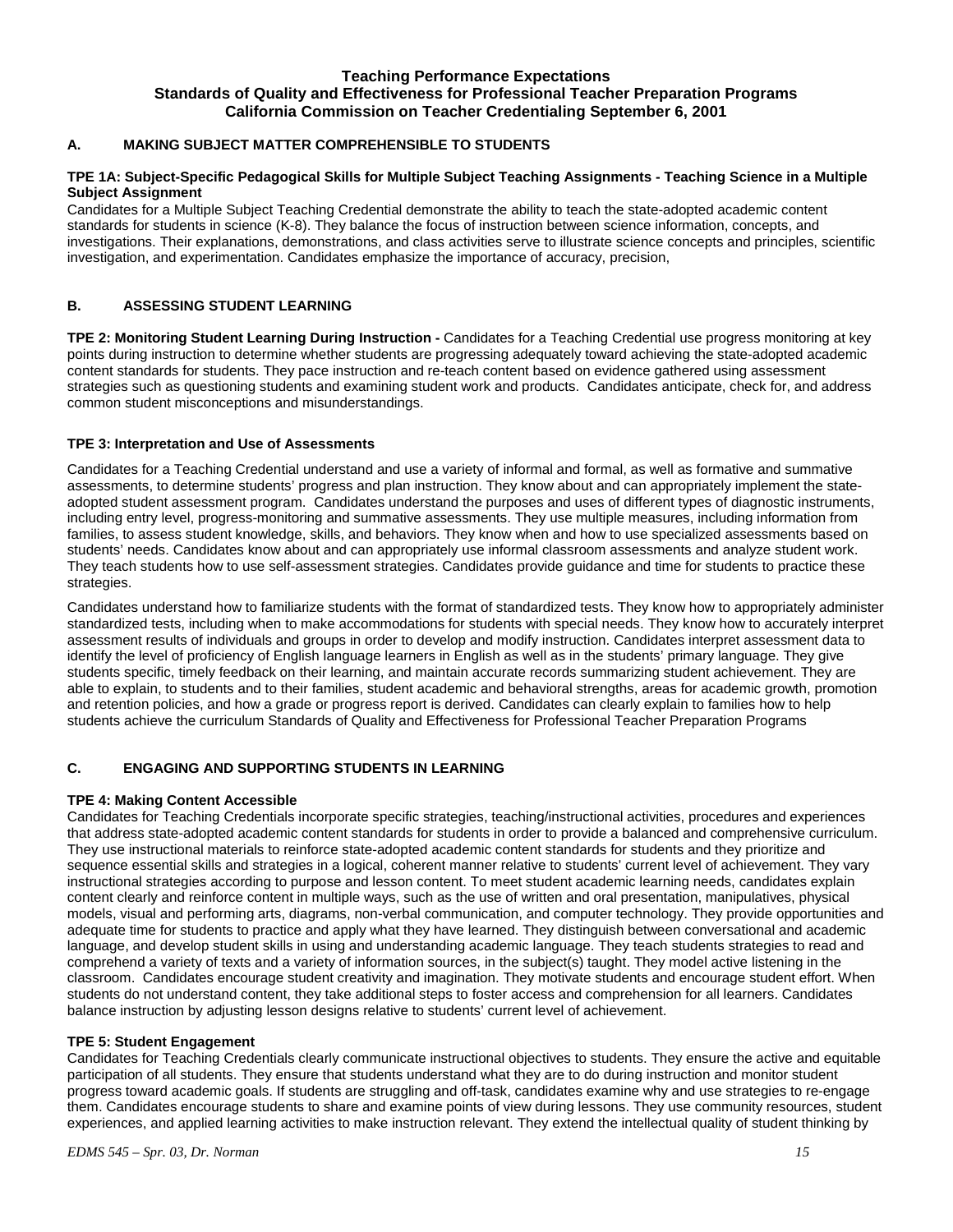**Teaching Performance Expectations**
**Standards of Quality and Effectiveness for Professional Teacher Preparation Programs**
**California Commission on Teacher Credentialing September 6, 2001**

## A. MAKING SUBJECT MATTER COMPREHENSIBLE TO STUDENTS

**TPE 1A: Subject-Specific Pedagogical Skills for Multiple Subject Teaching Assignments - Teaching Science in a Multiple Subject Assignment**

Candidates for a Multiple Subject Teaching Credential demonstrate the ability to teach the state-adopted academic content standards for students in science (K-8). They balance the focus of instruction between science information, concepts, and investigations. Their explanations, demonstrations, and class activities serve to illustrate science concepts and principles, scientific investigation, and experimentation. Candidates emphasize the importance of accuracy, precision,

## B. ASSESSING STUDENT LEARNING

**TPE 2: Monitoring Student Learning During Instruction -** Candidates for a Teaching Credential use progress monitoring at key points during instruction to determine whether students are progressing adequately toward achieving the state-adopted academic content standards for students. They pace instruction and re-teach content based on evidence gathered using assessment strategies such as questioning students and examining student work and products. Candidates anticipate, check for, and address common student misconceptions and misunderstandings.

**TPE 3: Interpretation and Use of Assessments**

Candidates for a Teaching Credential understand and use a variety of informal and formal, as well as formative and summative assessments, to determine students' progress and plan instruction. They know about and can appropriately implement the state-adopted student assessment program. Candidates understand the purposes and uses of different types of diagnostic instruments, including entry level, progress-monitoring and summative assessments. They use multiple measures, including information from families, to assess student knowledge, skills, and behaviors. They know when and how to use specialized assessments based on students' needs. Candidates know about and can appropriately use informal classroom assessments and analyze student work. They teach students how to use self-assessment strategies. Candidates provide guidance and time for students to practice these strategies.

Candidates understand how to familiarize students with the format of standardized tests. They know how to appropriately administer standardized tests, including when to make accommodations for students with special needs. They know how to accurately interpret assessment results of individuals and groups in order to develop and modify instruction. Candidates interpret assessment data to identify the level of proficiency of English language learners in English as well as in the students' primary language. They give students specific, timely feedback on their learning, and maintain accurate records summarizing student achievement. They are able to explain, to students and to their families, student academic and behavioral strengths, areas for academic growth, promotion and retention policies, and how a grade or progress report is derived. Candidates can clearly explain to families how to help students achieve the curriculum Standards of Quality and Effectiveness for Professional Teacher Preparation Programs

## C. ENGAGING AND SUPPORTING STUDENTS IN LEARNING

**TPE 4: Making Content Accessible**

Candidates for Teaching Credentials incorporate specific strategies, teaching/instructional activities, procedures and experiences that address state-adopted academic content standards for students in order to provide a balanced and comprehensive curriculum. They use instructional materials to reinforce state-adopted academic content standards for students and they prioritize and sequence essential skills and strategies in a logical, coherent manner relative to students' current level of achievement. They vary instructional strategies according to purpose and lesson content. To meet student academic learning needs, candidates explain content clearly and reinforce content in multiple ways, such as the use of written and oral presentation, manipulatives, physical models, visual and performing arts, diagrams, non-verbal communication, and computer technology. They provide opportunities and adequate time for students to practice and apply what they have learned. They distinguish between conversational and academic language, and develop student skills in using and understanding academic language. They teach students strategies to read and comprehend a variety of texts and a variety of information sources, in the subject(s) taught. They model active listening in the classroom. Candidates encourage student creativity and imagination. They motivate students and encourage student effort. When students do not understand content, they take additional steps to foster access and comprehension for all learners. Candidates balance instruction by adjusting lesson designs relative to students' current level of achievement.

**TPE 5: Student Engagement**

Candidates for Teaching Credentials clearly communicate instructional objectives to students. They ensure the active and equitable participation of all students. They ensure that students understand what they are to do during instruction and monitor student progress toward academic goals. If students are struggling and off-task, candidates examine why and use strategies to re-engage them. Candidates encourage students to share and examine points of view during lessons. They use community resources, student experiences, and applied learning activities to make instruction relevant. They extend the intellectual quality of student thinking by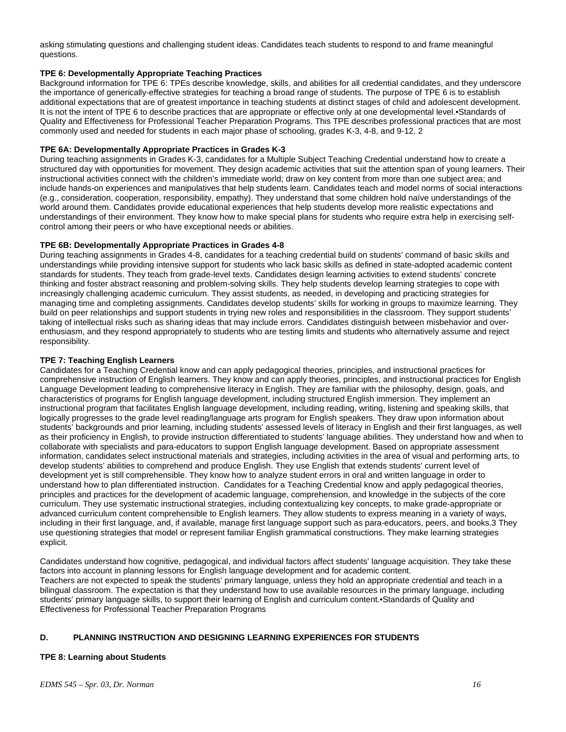asking stimulating questions and challenging student ideas. Candidates teach students to respond to and frame meaningful questions.

**TPE 6: Developmentally Appropriate Teaching Practices**

Background information for TPE 6: TPEs describe knowledge, skills, and abilities for all credential candidates, and they underscore the importance of generically-effective strategies for teaching a broad range of students. The purpose of TPE 6 is to establish additional expectations that are of greatest importance in teaching students at distinct stages of child and adolescent development. It is not the intent of TPE 6 to describe practices that are appropriate or effective only at one developmental level.•Standards of Quality and Effectiveness for Professional Teacher Preparation Programs. This TPE describes professional practices that are most commonly used and needed for students in each major phase of schooling, grades K-3, 4-8, and 9-12. 2

**TPE 6A: Developmentally Appropriate Practices in Grades K-3**

During teaching assignments in Grades K-3, candidates for a Multiple Subject Teaching Credential understand how to create a structured day with opportunities for movement. They design academic activities that suit the attention span of young learners. Their instructional activities connect with the children's immediate world; draw on key content from more than one subject area; and include hands-on experiences and manipulatives that help students learn. Candidates teach and model norms of social interactions (e.g., consideration, cooperation, responsibility, empathy). They understand that some children hold naïve understandings of the world around them. Candidates provide educational experiences that help students develop more realistic expectations and understandings of their environment. They know how to make special plans for students who require extra help in exercising self-control among their peers or who have exceptional needs or abilities.

**TPE 6B: Developmentally Appropriate Practices in Grades 4-8**

During teaching assignments in Grades 4-8, candidates for a teaching credential build on students' command of basic skills and understandings while providing intensive support for students who lack basic skills as defined in state-adopted academic content standards for students. They teach from grade-level texts. Candidates design learning activities to extend students' concrete thinking and foster abstract reasoning and problem-solving skills. They help students develop learning strategies to cope with increasingly challenging academic curriculum. They assist students, as needed, in developing and practicing strategies for managing time and completing assignments. Candidates develop students' skills for working in groups to maximize learning. They build on peer relationships and support students in trying new roles and responsibilities in the classroom. They support students' taking of intellectual risks such as sharing ideas that may include errors. Candidates distinguish between misbehavior and over-enthusiasm, and they respond appropriately to students who are testing limits and students who alternatively assume and reject responsibility.

**TPE 7: Teaching English Learners**

Candidates for a Teaching Credential know and can apply pedagogical theories, principles, and instructional practices for comprehensive instruction of English learners. They know and can apply theories, principles, and instructional practices for English Language Development leading to comprehensive literacy in English. They are familiar with the philosophy, design, goals, and characteristics of programs for English language development, including structured English immersion. They implement an instructional program that facilitates English language development, including reading, writing, listening and speaking skills, that logically progresses to the grade level reading/language arts program for English speakers. They draw upon information about students' backgrounds and prior learning, including students' assessed levels of literacy in English and their first languages, as well as their proficiency in English, to provide instruction differentiated to students' language abilities. They understand how and when to collaborate with specialists and para-educators to support English language development. Based on appropriate assessment information, candidates select instructional materials and strategies, including activities in the area of visual and performing arts, to develop students' abilities to comprehend and produce English. They use English that extends students' current level of development yet is still comprehensible. They know how to analyze student errors in oral and written language in order to understand how to plan differentiated instruction. Candidates for a Teaching Credential know and apply pedagogical theories, principles and practices for the development of academic language, comprehension, and knowledge in the subjects of the core curriculum. They use systematic instructional strategies, including contextualizing key concepts, to make grade-appropriate or advanced curriculum content comprehensible to English learners. They allow students to express meaning in a variety of ways, including in their first language, and, if available, manage first language support such as para-educators, peers, and books.3 They use questioning strategies that model or represent familiar English grammatical constructions. They make learning strategies explicit.

Candidates understand how cognitive, pedagogical, and individual factors affect students' language acquisition. They take these factors into account in planning lessons for English language development and for academic content.
Teachers are not expected to speak the students' primary language, unless they hold an appropriate credential and teach in a bilingual classroom. The expectation is that they understand how to use available resources in the primary language, including students' primary language skills, to support their learning of English and curriculum content.•Standards of Quality and Effectiveness for Professional Teacher Preparation Programs

## D. PLANNING INSTRUCTION AND DESIGNING LEARNING EXPERIENCES FOR STUDENTS

**TPE 8: Learning about Students**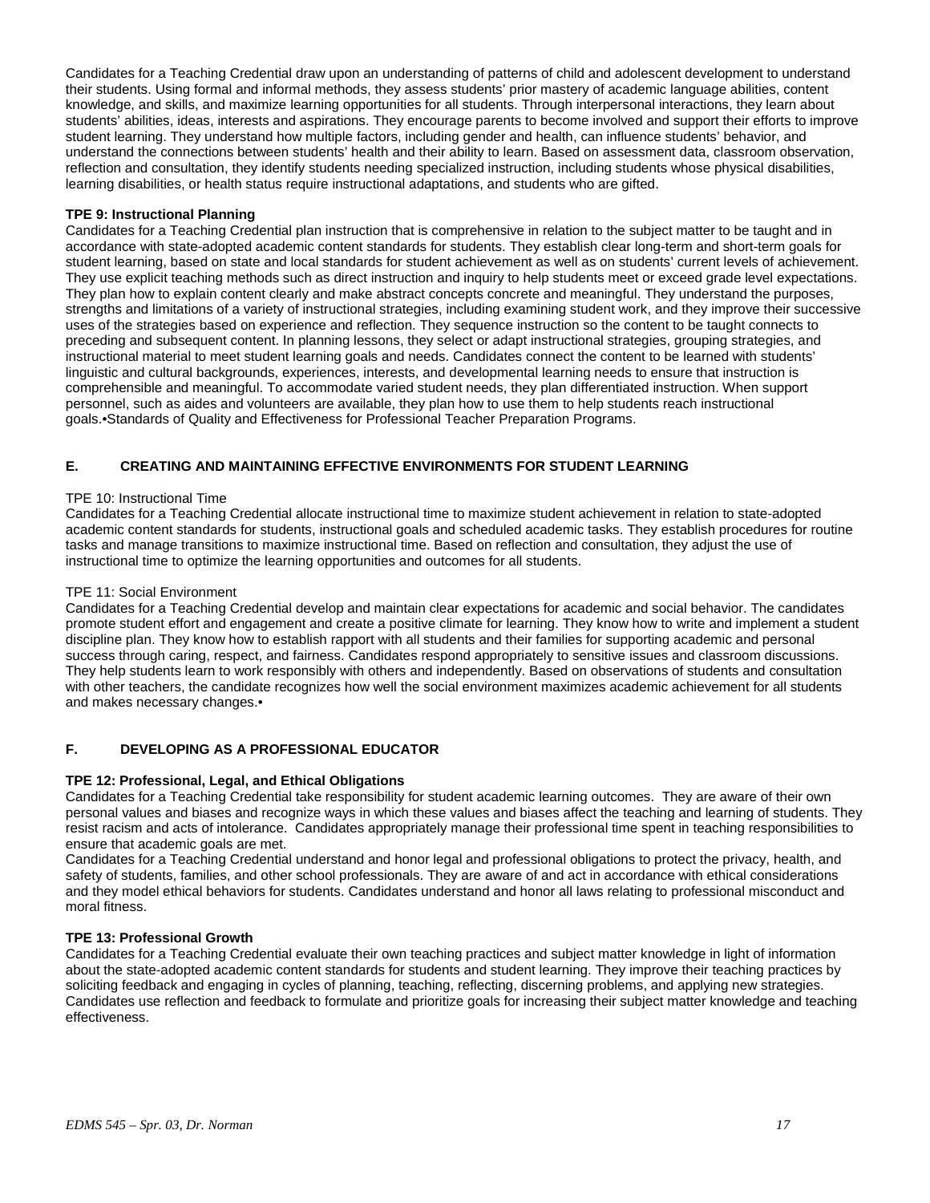Candidates for a Teaching Credential draw upon an understanding of patterns of child and adolescent development to understand their students. Using formal and informal methods, they assess students' prior mastery of academic language abilities, content knowledge, and skills, and maximize learning opportunities for all students. Through interpersonal interactions, they learn about students' abilities, ideas, interests and aspirations. They encourage parents to become involved and support their efforts to improve student learning. They understand how multiple factors, including gender and health, can influence students' behavior, and understand the connections between students' health and their ability to learn. Based on assessment data, classroom observation, reflection and consultation, they identify students needing specialized instruction, including students whose physical disabilities, learning disabilities, or health status require instructional adaptations, and students who are gifted.

**TPE 9: Instructional Planning**

Candidates for a Teaching Credential plan instruction that is comprehensive in relation to the subject matter to be taught and in accordance with state-adopted academic content standards for students. They establish clear long-term and short-term goals for student learning, based on state and local standards for student achievement as well as on students' current levels of achievement. They use explicit teaching methods such as direct instruction and inquiry to help students meet or exceed grade level expectations. They plan how to explain content clearly and make abstract concepts concrete and meaningful. They understand the purposes, strengths and limitations of a variety of instructional strategies, including examining student work, and they improve their successive uses of the strategies based on experience and reflection. They sequence instruction so the content to be taught connects to preceding and subsequent content. In planning lessons, they select or adapt instructional strategies, grouping strategies, and instructional material to meet student learning goals and needs. Candidates connect the content to be learned with students' linguistic and cultural backgrounds, experiences, interests, and developmental learning needs to ensure that instruction is comprehensible and meaningful. To accommodate varied student needs, they plan differentiated instruction. When support personnel, such as aides and volunteers are available, they plan how to use them to help students reach instructional goals.•Standards of Quality and Effectiveness for Professional Teacher Preparation Programs.

## E. CREATING AND MAINTAINING EFFECTIVE ENVIRONMENTS FOR STUDENT LEARNING

TPE 10: Instructional Time

Candidates for a Teaching Credential allocate instructional time to maximize student achievement in relation to state-adopted academic content standards for students, instructional goals and scheduled academic tasks. They establish procedures for routine tasks and manage transitions to maximize instructional time. Based on reflection and consultation, they adjust the use of instructional time to optimize the learning opportunities and outcomes for all students.

TPE 11: Social Environment

Candidates for a Teaching Credential develop and maintain clear expectations for academic and social behavior. The candidates promote student effort and engagement and create a positive climate for learning. They know how to write and implement a student discipline plan. They know how to establish rapport with all students and their families for supporting academic and personal success through caring, respect, and fairness. Candidates respond appropriately to sensitive issues and classroom discussions. They help students learn to work responsibly with others and independently. Based on observations of students and consultation with other teachers, the candidate recognizes how well the social environment maximizes academic achievement for all students and makes necessary changes.•

## F. DEVELOPING AS A PROFESSIONAL EDUCATOR

**TPE 12: Professional, Legal, and Ethical Obligations**

Candidates for a Teaching Credential take responsibility for student academic learning outcomes. They are aware of their own personal values and biases and recognize ways in which these values and biases affect the teaching and learning of students. They resist racism and acts of intolerance. Candidates appropriately manage their professional time spent in teaching responsibilities to ensure that academic goals are met.

Candidates for a Teaching Credential understand and honor legal and professional obligations to protect the privacy, health, and safety of students, families, and other school professionals. They are aware of and act in accordance with ethical considerations and they model ethical behaviors for students. Candidates understand and honor all laws relating to professional misconduct and moral fitness.

**TPE 13: Professional Growth**

Candidates for a Teaching Credential evaluate their own teaching practices and subject matter knowledge in light of information about the state-adopted academic content standards for students and student learning. They improve their teaching practices by soliciting feedback and engaging in cycles of planning, teaching, reflecting, discerning problems, and applying new strategies. Candidates use reflection and feedback to formulate and prioritize goals for increasing their subject matter knowledge and teaching effectiveness.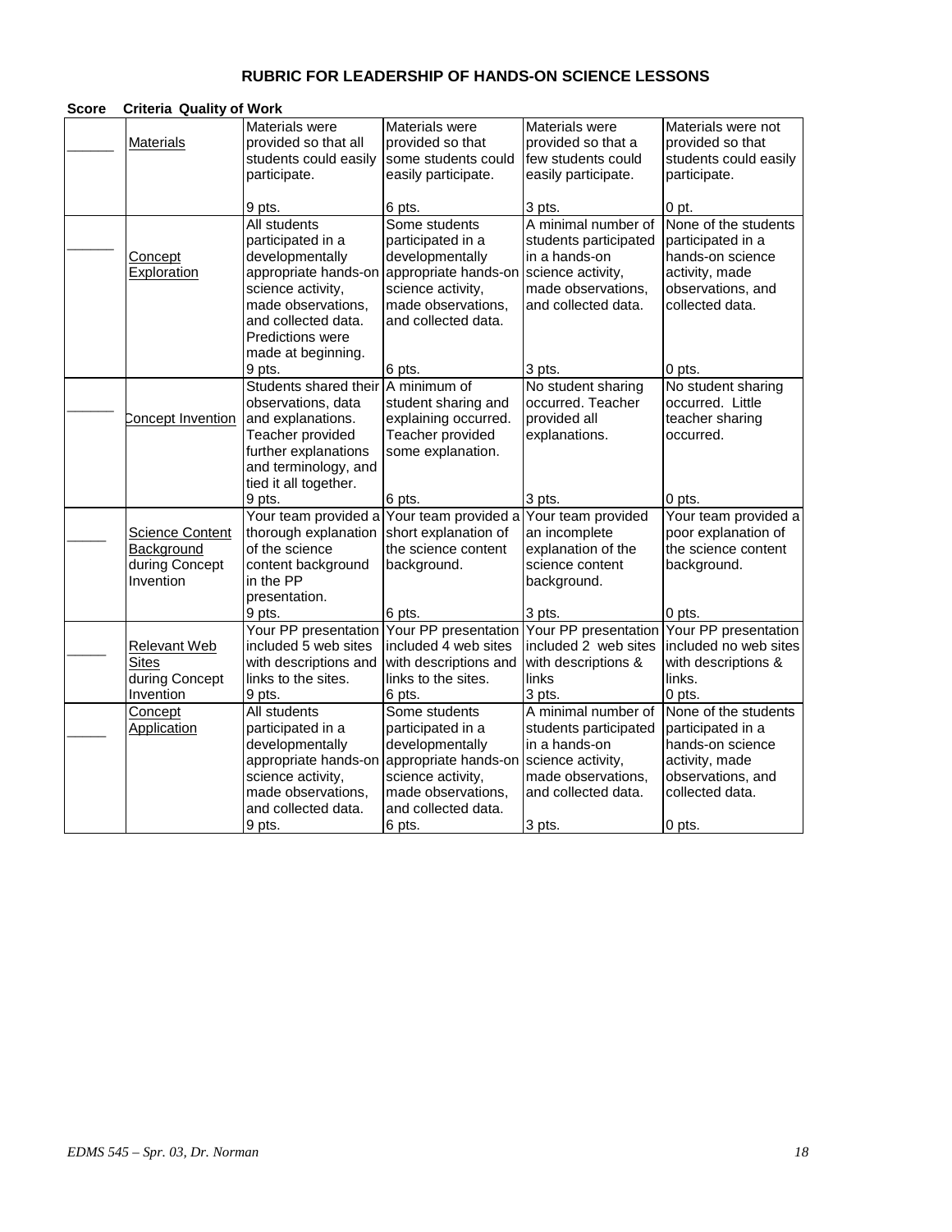# RUBRIC FOR LEADERSHIP OF HANDS-ON SCIENCE LESSONS

| Score | Criteria Quality of Work | | | | |
|---|---|---|---|---|---|
| ______ | Materials | Materials were provided so that all students could easily participate.<br><br>9 pts. | Materials were provided so that some students could easily participate.<br><br>6 pts. | Materials were provided so that a few students could easily participate.<br><br>3 pts. | Materials were not provided so that students could easily participate.<br><br>0 pt. |
| ______ | Concept Exploration | All students participated in a developmentally appropriate hands-on science activity, made observations, and collected data. Predictions were made at beginning.<br>9 pts. | Some students participated in a developmentally appropriate hands-on science activity, made observations, and collected data.<br><br>6 pts. | A minimal number of students participated in a hands-on science activity, made observations, and collected data.<br><br>3 pts. | None of the students participated in a hands-on science activity, made observations, and collected data.<br><br>0 pts. |
| ______ | Concept Invention | Students shared their observations, data and explanations. Teacher provided further explanations and terminology, and tied it all together.<br>9 pts. | A minimum of student sharing and explaining occurred. Teacher provided some explanation.<br><br>6 pts. | No student sharing occurred. Teacher provided all explanations.<br><br>3 pts. | No student sharing occurred. Little teacher sharing occurred.<br><br>0 pts. |
| _____ | Science Content Background during Concept Invention | Your team provided a thorough explanation of the science content background in the PP presentation.<br>9 pts. | Your team provided a short explanation of the science content background.<br><br>6 pts. | Your team provided an incomplete explanation of the science content background.<br><br>3 pts. | Your team provided a poor explanation of the science content background.<br><br>0 pts. |
| _____ | Relevant Web Sites during Concept Invention | Your PP presentation included 5 web sites with descriptions and links to the sites.<br>9 pts. | Your PP presentation included 4 web sites with descriptions and links to the sites.<br>6 pts. | Your PP presentation included 2 web sites with descriptions & links<br>3 pts. | Your PP presentation included no web sites with descriptions & links.<br>0 pts. |
| _____ | Concept Application | All students participated in a developmentally appropriate hands-on science activity, made observations, and collected data.<br>9 pts. | Some students participated in a developmentally appropriate hands-on science activity, made observations, and collected data.<br>6 pts. | A minimal number of students participated in a hands-on science activity, made observations, and collected data.<br><br>3 pts. | None of the students participated in a hands-on science activity, made observations, and collected data.<br><br>0 pts. |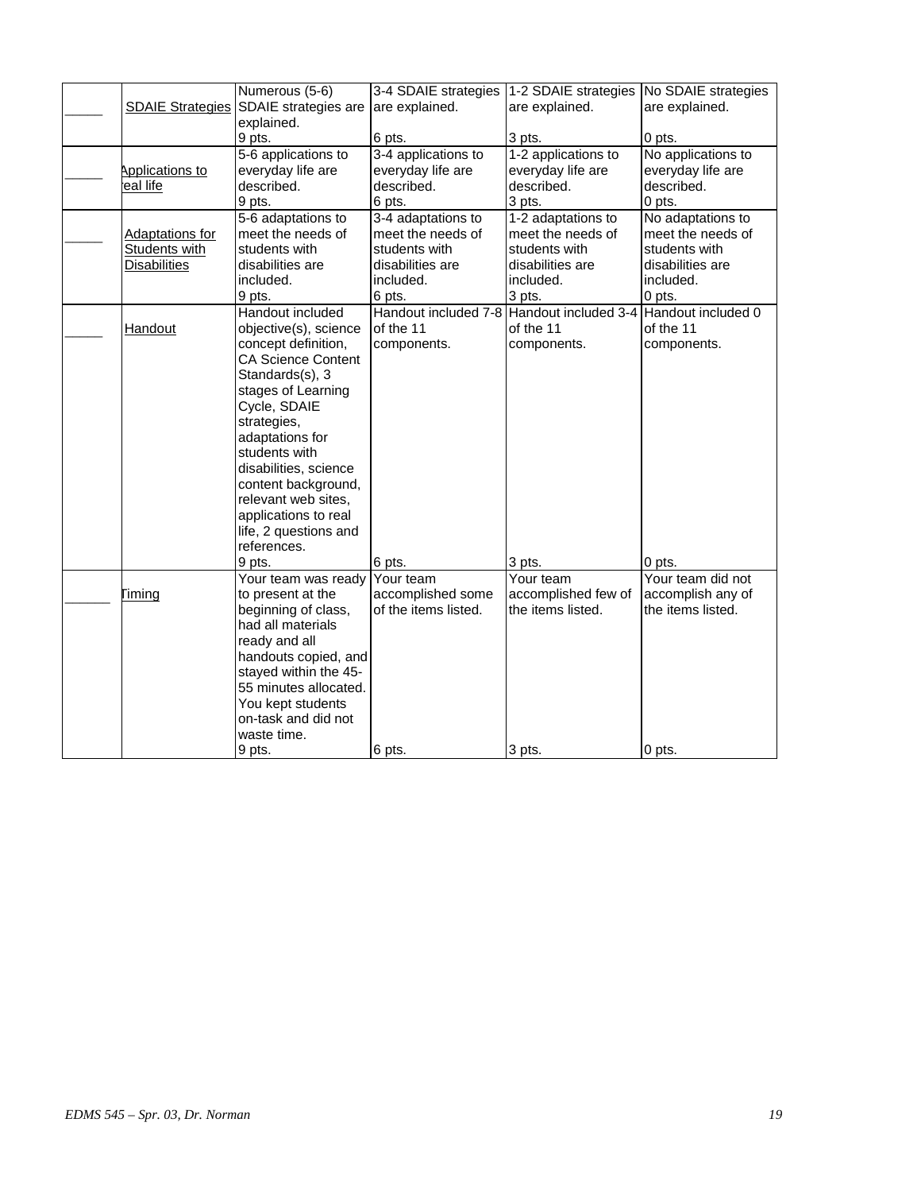| | | | | | |
|---|---|---|---|---|---|
| _____ | SDAIE Strategies | Numerous (5-6) SDAIE strategies are explained.<br>9 pts. | 3-4 SDAIE strategies are explained.<br>6 pts. | 1-2 SDAIE strategies are explained.<br>3 pts. | No SDAIE strategies are explained.<br>0 pts. |
| _____ | Applications to real life | 5-6 applications to everyday life are described.<br>9 pts. | 3-4 applications to everyday life are described.<br>6 pts. | 1-2 applications to everyday life are described.<br>3 pts. | No applications to everyday life are described.<br>0 pts. |
| _____ | Adaptations for Students with Disabilities | 5-6 adaptations to meet the needs of students with disabilities are included.<br>9 pts. | 3-4 adaptations to meet the needs of students with disabilities are included.<br>6 pts. | 1-2 adaptations to meet the needs of students with disabilities are included.<br>3 pts. | No adaptations to meet the needs of students with disabilities are included.<br>0 pts. |
| _____ | Handout | Handout included objective(s), science concept definition, CA Science Content Standards(s), 3 stages of Learning Cycle, SDAIE strategies, adaptations for students with disabilities, science content background, relevant web sites, applications to real life, 2 questions and references.<br>9 pts. | Handout included 7-8 of the 11 components.<br>6 pts. | Handout included 3-4 of the 11 components.<br>3 pts. | Handout included 0 of the 11 components.<br>0 pts. |
| ______ | Timing | Your team was ready to present at the beginning of class, had all materials ready and all handouts copied, and stayed within the 45-55 minutes allocated. You kept students on-task and did not waste time.<br>9 pts. | Your team accomplished some of the items listed.<br>6 pts. | Your team accomplished few of the items listed.<br>3 pts. | Your team did not accomplish any of the items listed.<br>0 pts. |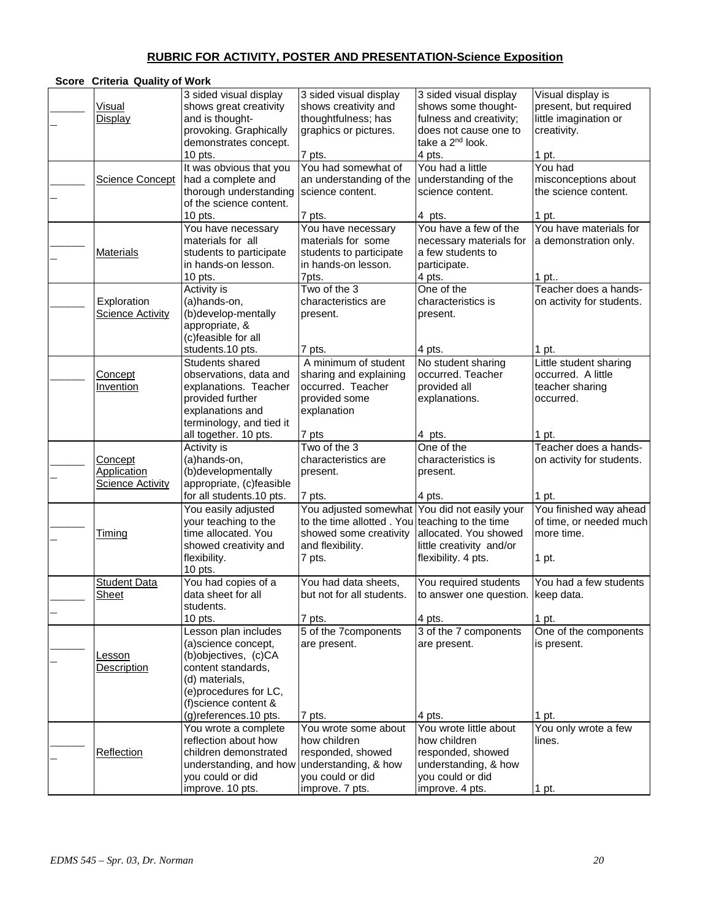## RUBRIC FOR ACTIVITY, POSTER AND PRESENTATION-Science Exposition

| Score | Criteria | Quality of Work | | | |
|---|---|---|---|---|---|
| _______ | Visual Display | 3 sided visual display shows great creativity and is thought-provoking. Graphically demonstrates concept. 10 pts. | 3 sided visual display shows creativity and thoughtfulness; has graphics or pictures. 7 pts. | 3 sided visual display shows some thought-fulness and creativity; does not cause one to take a 2nd look. 4 pts. | Visual display is present, but required little imagination or creativity. 1 pt. |
| _______ | Science Concept | It was obvious that you had a complete and thorough understanding of the science content. 10 pts. | You had somewhat of an understanding of the science content. 7 pts. | You had a little understanding of the science content. 4 pts. | You had misconceptions about the science content. 1 pt. |
| _______ | Materials | You have necessary materials for all students to participate in hands-on lesson. 10 pts. | You have necessary materials for some students to participate in hands-on lesson. 7pts. | You have a few of the necessary materials for a few students to participate. 4 pts. | You have materials for a demonstration only. 1 pt.. |
| _______ | Exploration Science Activity | Activity is (a)hands-on, (b)develop-mentally appropriate, & (c)feasible for all students.10 pts. | Two of the 3 characteristics are present. 7 pts. | One of the characteristics is present. 4 pts. | Teacher does a hands-on activity for students. 1 pt. |
| _______ | Concept Invention | Students shared observations, data and explanations. Teacher provided further explanations and terminology, and tied it all together. 10 pts. | A minimum of student sharing and explaining occurred. Teacher provided some explanation 7 pts | No student sharing occurred. Teacher provided all explanations. 4 pts. | Little student sharing occurred. A little teacher sharing occurred. 1 pt. |
| _______ | Concept Application Science Activity | Activity is (a)hands-on, (b)developmentally appropriate, (c)feasible for all students.10 pts. | Two of the 3 characteristics are present. 7 pts. | One of the characteristics is present. 4 pts. | Teacher does a hands-on activity for students. 1 pt. |
| _______ | Timing | You easily adjusted your teaching to the time allocated. You showed creativity and flexibility. 10 pts. | You adjusted somewhat to the time allotted . You showed some creativity and flexibility. 7 pts. | You did not easily your teaching to the time allocated. You showed little creativity and/or flexibility. 4 pts. | You finished way ahead of time, or needed much more time. 1 pt. |
| _______ | Student Data Sheet | You had copies of a data sheet for all students. 10 pts. | You had data sheets, but not for all students. 7 pts. | You required students to answer one question. 4 pts. | You had a few students keep data. 1 pt. |
| _______ | Lesson Description | Lesson plan includes (a)science concept, (b)objectives, (c)CA content standards, (d) materials, (e)procedures for LC, (f)science content & (g)references.10 pts. | 5 of the 7components are present. 7 pts. | 3 of the 7 components are present. 4 pts. | One of the components is present. 1 pt. |
| _______ | Reflection | You wrote a complete reflection about how children demonstrated understanding, and how you could or did improve. 10 pts. | You wrote some about how children responded, showed understanding, & how you could or did improve. 7 pts. | You wrote little about how children responded, showed understanding, & how you could or did improve. 4 pts. | You only wrote a few lines. 1 pt. |

*EDMS 545 – Spr. 03, Dr. Norman*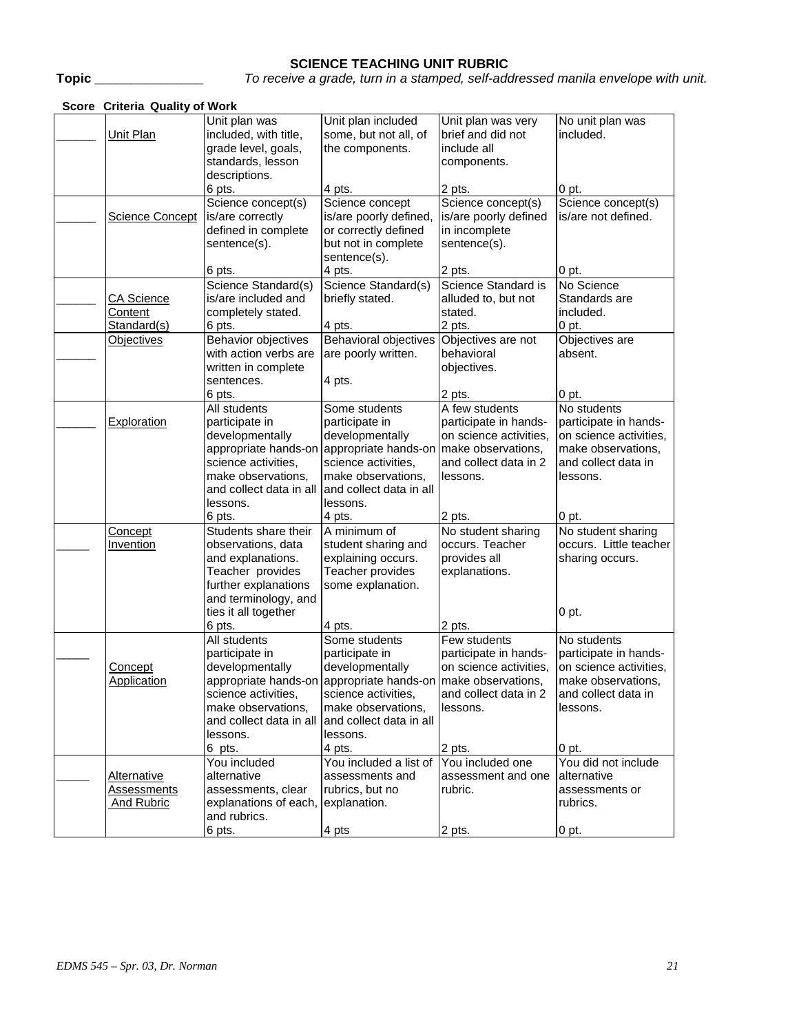# SCIENCE TEACHING UNIT RUBRIC

**Topic** _______________ *To receive a grade, turn in a stamped, self-addressed manila envelope with unit.*

| Score | Criteria | Quality of Work | | | |
|---|---|---|---|---|---|
| ______ | Unit Plan | Unit plan was included, with title, grade level, goals, standards, lesson descriptions. 6 pts. | Unit plan included some, but not all, of the components. 4 pts. | Unit plan was very brief and did not include all components. 2 pts. | No unit plan was included. 0 pt. |
| ______ | Science Concept | Science concept(s) is/are correctly defined in complete sentence(s). 6 pts. | Science concept is/are poorly defined, or correctly defined but not in complete sentence(s). 4 pts. | Science concept(s) is/are poorly defined in incomplete sentence(s). 2 pts. | Science concept(s) is/are not defined. 0 pt. |
| ______ | CA Science Content Standard(s) | Science Standard(s) is/are included and completely stated. 6 pts. | Science Standard(s) briefly stated. 4 pts. | Science Standard is alluded to, but not stated. 2 pts. | No Science Standards are included. 0 pt. |
| ______ | Objectives | Behavior objectives with action verbs are written in complete sentences. 6 pts. | Behavioral objectives are poorly written. 4 pts. | Objectives are not behavioral objectives. 2 pts. | Objectives are absent. 0 pt. |
| ______ | Exploration | All students participate in developmentally appropriate hands-on science activities, make observations, and collect data in all lessons. 6 pts. | Some students participate in developmentally appropriate hands-on science activities, make observations, and collect data in all lessons. 4 pts. | A few students participate in hands-on science activities, make observations, and collect data in 2 lessons. 2 pts. | No students participate in hands-on science activities, make observations, and collect data in lessons. 0 pt. |
| _____ | Concept Invention | Students share their observations, data and explanations. Teacher provides further explanations and terminology, and ties it all together 6 pts. | A minimum of student sharing and explaining occurs. Teacher provides some explanation. 4 pts. | No student sharing occurs. Teacher provides all explanations. 2 pts. | No student sharing occurs. Little teacher sharing occurs. 0 pt. |
| _____ | Concept Application | All students participate in developmentally appropriate hands-on science activities, make observations, and collect data in all lessons. 6 pts. | Some students participate in developmentally appropriate hands-on science activities, make observations, and collect data in all lessons. 4 pts. | Few students participate in hands-on science activities, make observations, and collect data in 2 lessons. 2 pts. | No students participate in hands-on science activities, make observations, and collect data in lessons. 0 pt. |
| _____ | Alternative Assessments And Rubric | You included alternative assessments, clear explanations of each, and rubrics. 6 pts. | You included a list of assessments and rubrics, but no explanation. 4 pts | You included one assessment and one rubric. 2 pts. | You did not include alternative assessments or rubrics. 0 pt. |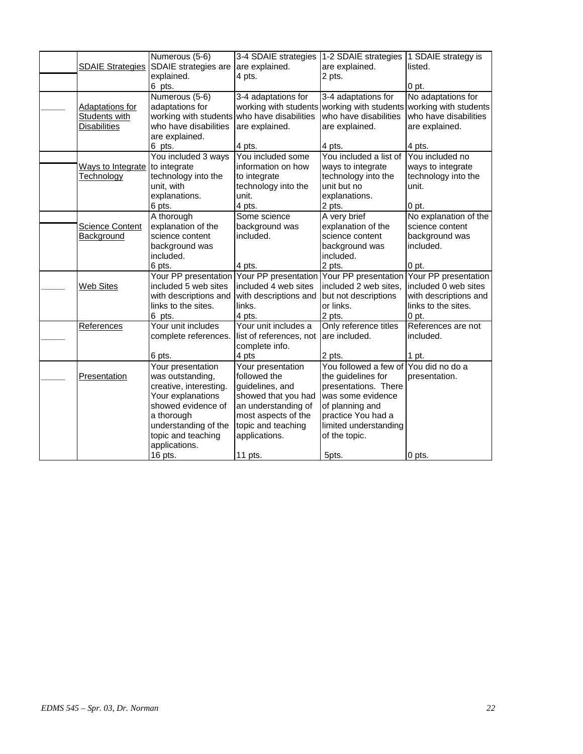| | | | | | |
|---|---|---|---|---|---|
| | SDAIE Strategies | Numerous (5-6) SDAIE strategies are explained.<br>6 pts. | 3-4 SDAIE strategies are explained.<br>4 pts. | 1-2 SDAIE strategies are explained.<br>2 pts. | 1 SDAIE strategy is listed.<br><br>0 pt. |
| _____ | Adaptations for Students with Disabilities | Numerous (5-6) adaptations for working with students who have disabilities are explained.<br>6 pts. | 3-4 adaptations for working with students who have disabilities are explained.<br><br>4 pts. | 3-4 adaptations for working with students who have disabilities are explained.<br><br>4 pts. | No adaptations for working with students who have disabilities are explained.<br><br>4 pts. |
| | Ways to Integrate Technology | You included 3 ways to integrate technology into the unit, with explanations.<br>6 pts. | You included some information on how to integrate technology into the unit.<br>4 pts. | You included a list of ways to integrate technology into the unit but no explanations.<br>2 pts. | You included no ways to integrate technology into the unit.<br><br>0 pt. |
| | Science Content Background | A thorough explanation of the science content background was included.<br>6 pts. | Some science background was included.<br><br><br><br>4 pts. | A very brief explanation of the science content background was included.<br>2 pts. | No explanation of the science content background was included.<br><br>0 pt. |
| _____ | Web Sites | Your PP presentation included 5 web sites with descriptions and links to the sites.<br>6 pts. | Your PP presentation included 4 web sites with descriptions and links.<br>4 pts. | Your PP presentation included 2 web sites, but not descriptions or links.<br>2 pts. | Your PP presentation included 0 web sites with descriptions and links to the sites.<br>0 pt. |
| _____ | References | Your unit includes complete references.<br><br>6 pts. | Your unit includes a list of references, not complete info.<br>4 pts | Only reference titles are included.<br><br>2 pts. | References are not included.<br><br>1 pt. |
| _____ | Presentation | Your presentation was outstanding, creative, interesting. Your explanations showed evidence of a thorough understanding of the topic and teaching applications.<br>16 pts. | Your presentation followed the guidelines, and showed that you had an understanding of most aspects of the topic and teaching applications.<br><br>11 pts. | You followed a few of the guidelines for presentations. There was some evidence of planning and practice You had a limited understanding of the topic.<br><br>5pts. | You did no do a presentation.<br><br><br><br><br>0 pts. |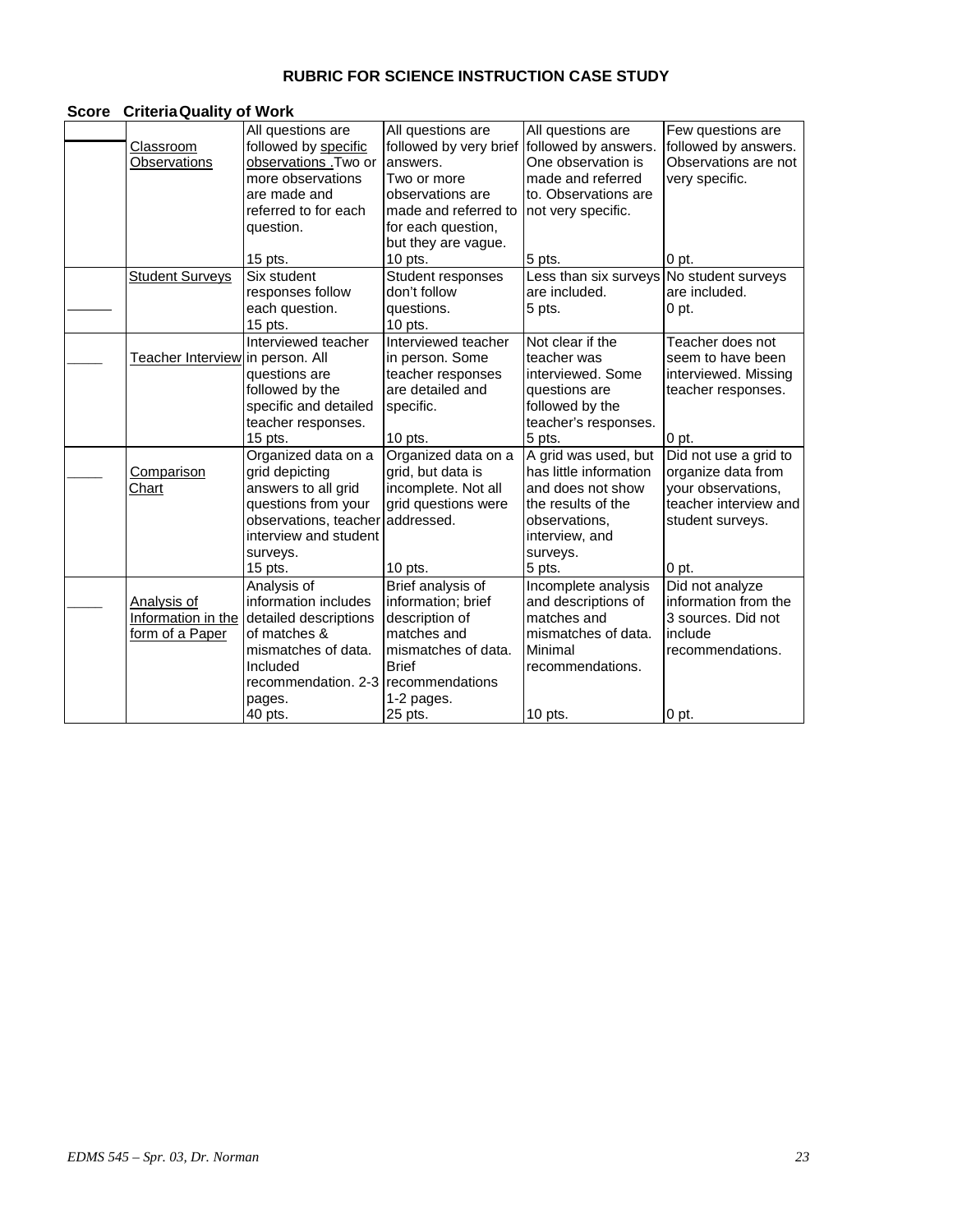**RUBRIC FOR SCIENCE INSTRUCTION CASE STUDY**

| Score | Criteria | Quality of Work | | | |
|---|---|---|---|---|---|
| ______ | Classroom Observations | All questions are followed by specific observations .Two or more observations are made and referred to for each question. 15 pts. | All questions are followed by very brief answers. Two or more observations are made and referred to for each question, but they are vague. 10 pts. | All questions are followed by answers. One observation is made and referred to. Observations are not very specific. 5 pts. | Few questions are followed by answers. Observations are not very specific. 0 pt. |
| ______ | Student Surveys | Six student responses follow each question. 15 pts. | Student responses don't follow questions. 10 pts. | Less than six surveys are included. 5 pts. | No student surveys are included. 0 pt. |
| _____ | Teacher Interview | Interviewed teacher in person. All questions are followed by the specific and detailed teacher responses. 15 pts. | Interviewed teacher in person. Some teacher responses are detailed and specific. 10 pts. | Not clear if the teacher was interviewed. Some questions are followed by the teacher's responses. 5 pts. | Teacher does not seem to have been interviewed. Missing teacher responses. 0 pt. |
| _____ | Comparison Chart | Organized data on a grid depicting answers to all grid questions from your observations, teacher interview and student surveys. 15 pts. | Organized data on a grid, but data is incomplete. Not all grid questions were addressed. 10 pts. | A grid was used, but has little information and does not show the results of the observations, interview, and surveys. 5 pts. | Did not use a grid to organize data from your observations, teacher interview and student surveys. 0 pt. |
| _____ | Analysis of Information in the form of a Paper | Analysis of information includes detailed descriptions of matches & mismatches of data. Included recommendation. 2-3 pages. 40 pts. | Brief analysis of information; brief description of matches and mismatches of data. Brief recommendations 1-2 pages. 25 pts. | Incomplete analysis and descriptions of matches and mismatches of data. Minimal recommendations. 10 pts. | Did not analyze information from the 3 sources. Did not include recommendations. 0 pt. |

*EDMS 545 – Spr. 03, Dr. Norman*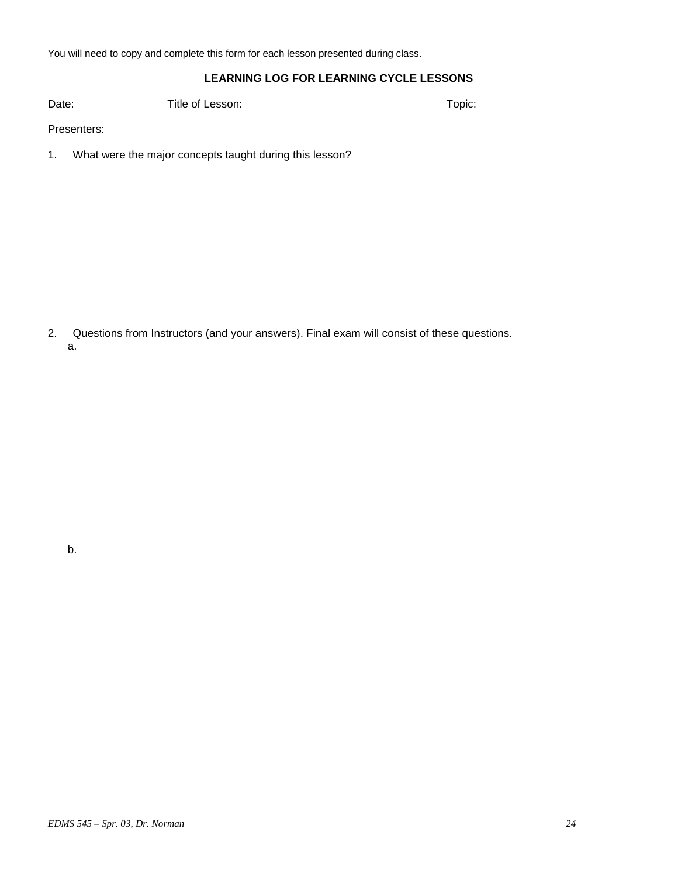You will need to copy and complete this form for each lesson presented during class.

**LEARNING LOG FOR LEARNING CYCLE LESSONS**

Date: Title of Lesson: Topic:

Presenters:

1. What were the major concepts taught during this lesson?

2. Questions from Instructors (and your answers). Final exam will consist of these questions.

   a.

   b.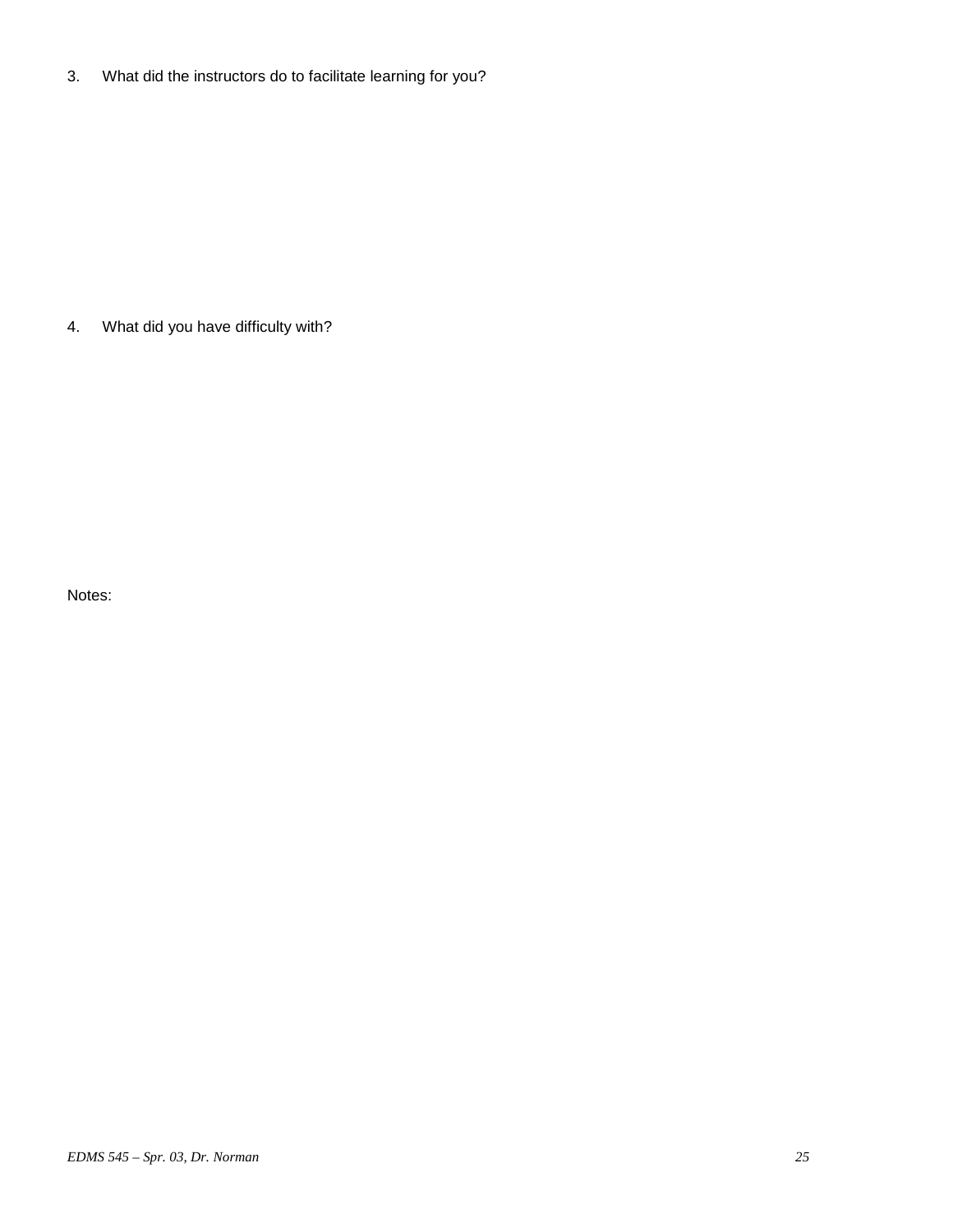3. What did the instructors do to facilitate learning for you?

4. What did you have difficulty with?

Notes: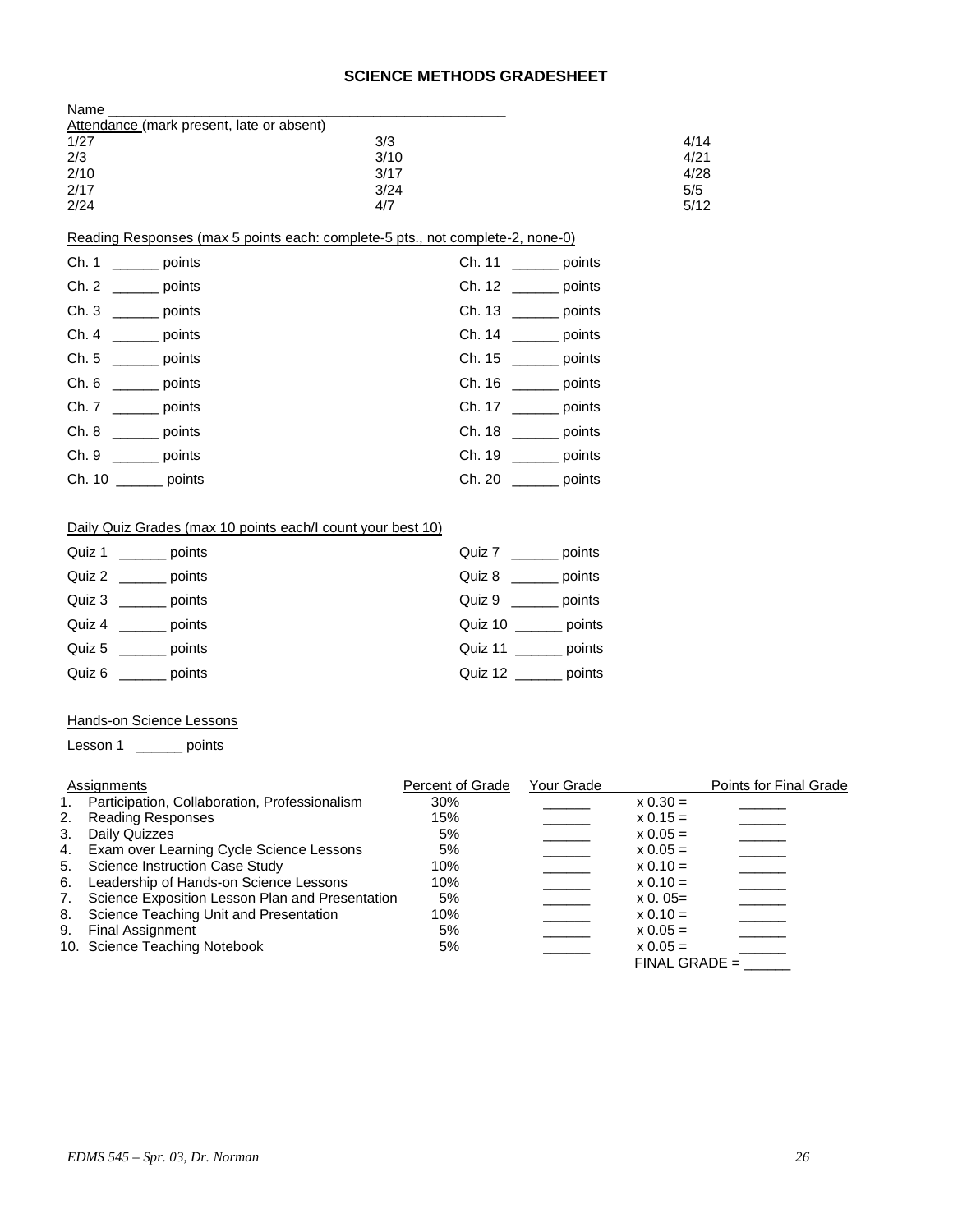## SCIENCE METHODS GRADESHEET

Name ____________________________________________________

Attendance (mark present, late or absent)

| | | |
|---|---|---|
| 1/27 | 3/3 | 4/14 |
| 2/3 | 3/10 | 4/21 |
| 2/10 | 3/17 | 4/28 |
| 2/17 | 3/24 | 5/5 |
| 2/24 | 4/7 | 5/12 |

Reading Responses (max 5 points each: complete-5 pts., not complete-2, none-0)

| | |
|---|---|
| Ch. 1 ______ points | Ch. 11 ______ points |
| Ch. 2 ______ points | Ch. 12 ______ points |
| Ch. 3 ______ points | Ch. 13 ______ points |
| Ch. 4 ______ points | Ch. 14 ______ points |
| Ch. 5 ______ points | Ch. 15 ______ points |
| Ch. 6 ______ points | Ch. 16 ______ points |
| Ch. 7 ______ points | Ch. 17 ______ points |
| Ch. 8 ______ points | Ch. 18 ______ points |
| Ch. 9 ______ points | Ch. 19 ______ points |
| Ch. 10 ______ points | Ch. 20 ______ points |

Daily Quiz Grades (max 10 points each/I count your best 10)

| | |
|---|---|
| Quiz 1 ______ points | Quiz 7 ______ points |
| Quiz 2 ______ points | Quiz 8 ______ points |
| Quiz 3 ______ points | Quiz 9 ______ points |
| Quiz 4 ______ points | Quiz 10 ______ points |
| Quiz 5 ______ points | Quiz 11 ______ points |
| Quiz 6 ______ points | Quiz 12 ______ points |

Hands-on Science Lessons

Lesson 1 ______ points

| Assignments | Percent of Grade | Your Grade | | Points for Final Grade |
|---|---|---|---|---|
| 1. Participation, Collaboration, Professionalism | 30% | ______ | x 0.30 = | ______ |
| 2. Reading Responses | 15% | ______ | x 0.15 = | ______ |
| 3. Daily Quizzes | 5% | ______ | x 0.05 = | ______ |
| 4. Exam over Learning Cycle Science Lessons | 5% | ______ | x 0.05 = | ______ |
| 5. Science Instruction Case Study | 10% | ______ | x 0.10 = | ______ |
| 6. Leadership of Hands-on Science Lessons | 10% | ______ | x 0.10 = | ______ |
| 7. Science Exposition Lesson Plan and Presentation | 5% | ______ | x 0. 05= | ______ |
| 8. Science Teaching Unit and Presentation | 10% | ______ | x 0.10 = | ______ |
| 9. Final Assignment | 5% | ______ | x 0.05 = | ______ |
| 10. Science Teaching Notebook | 5% | ______ | x 0.05 = | ______ |
| | | | FINAL GRADE = | ______ |